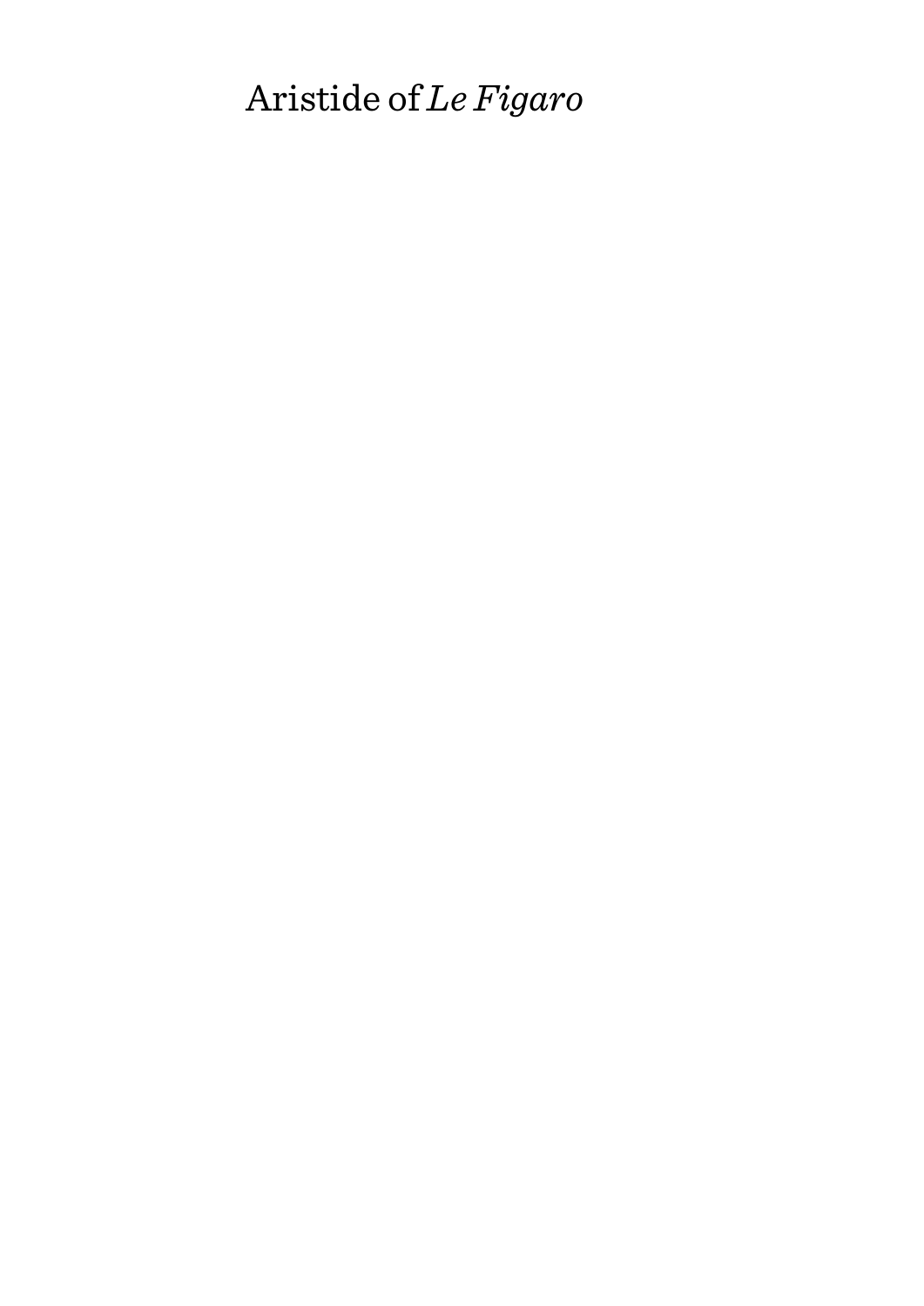# Aristide of *Le Figaro*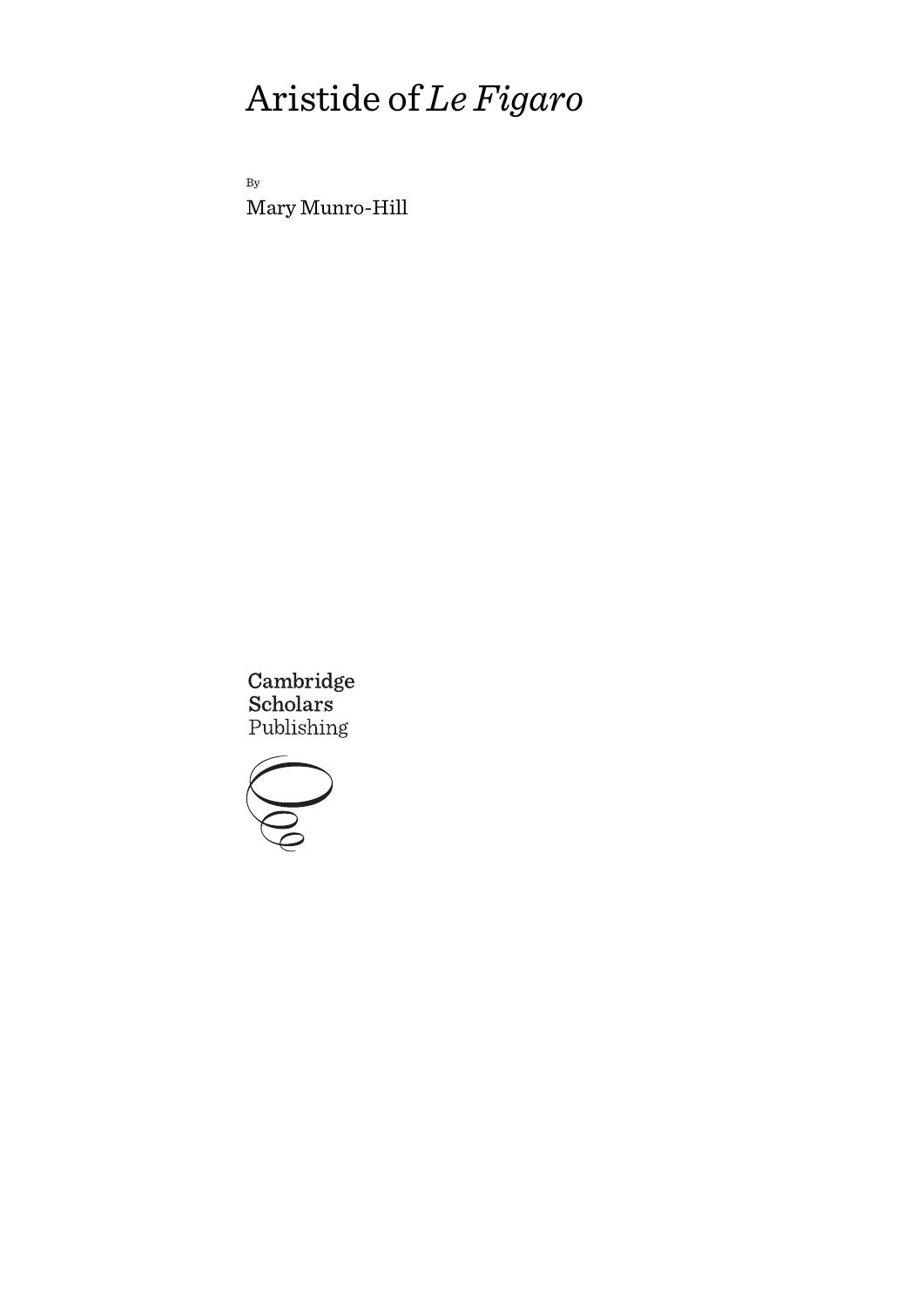# Aristide of *Le Figaro*

By

Mary Munro-Hill

Cambridge Scholars Publishing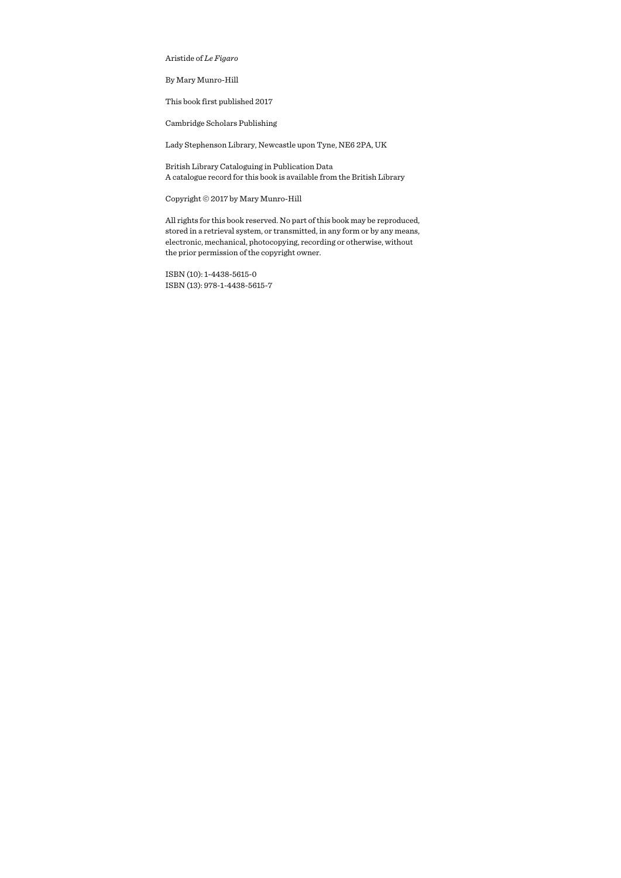Aristide of *Le Figaro*

By Mary Munro-Hill

This book first published 2017

Cambridge Scholars Publishing

Lady Stephenson Library, Newcastle upon Tyne, NE6 2PA, UK

British Library Cataloguing in Publication Data
A catalogue record for this book is available from the British Library

Copyright © 2017 by Mary Munro-Hill

All rights for this book reserved. No part of this book may be reproduced, stored in a retrieval system, or transmitted, in any form or by any means, electronic, mechanical, photocopying, recording or otherwise, without the prior permission of the copyright owner.

ISBN (10): 1-4438-5615-0
ISBN (13): 978-1-4438-5615-7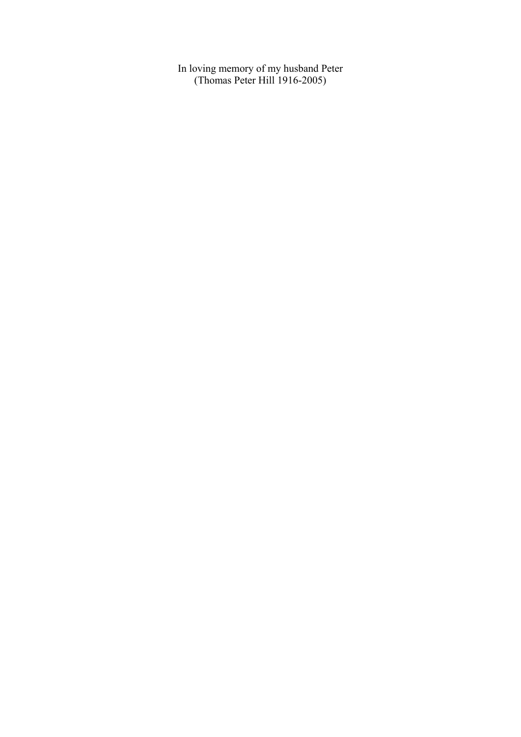In loving memory of my husband Peter
(Thomas Peter Hill 1916-2005)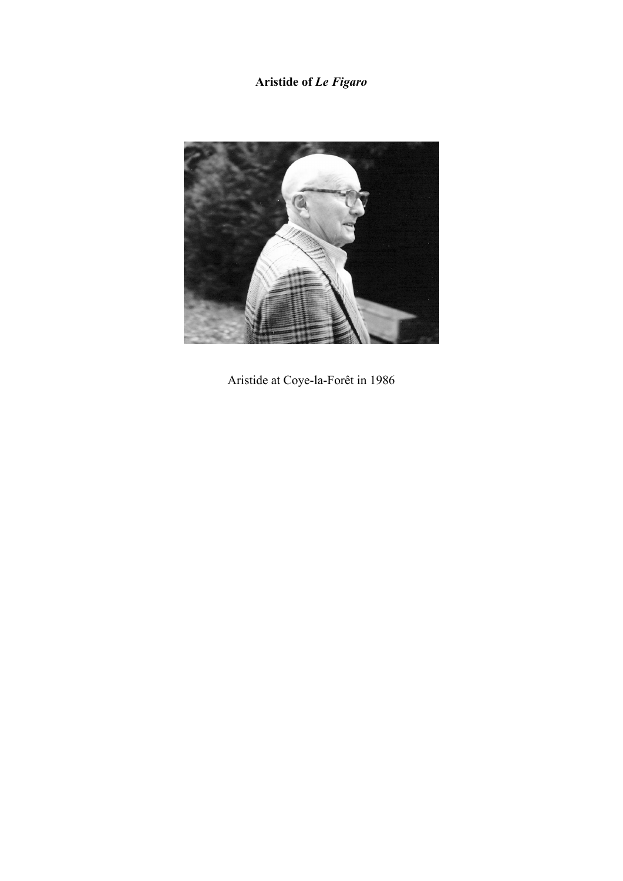**Aristide of *Le Figaro***

Aristide at Coye-la-Forêt in 1986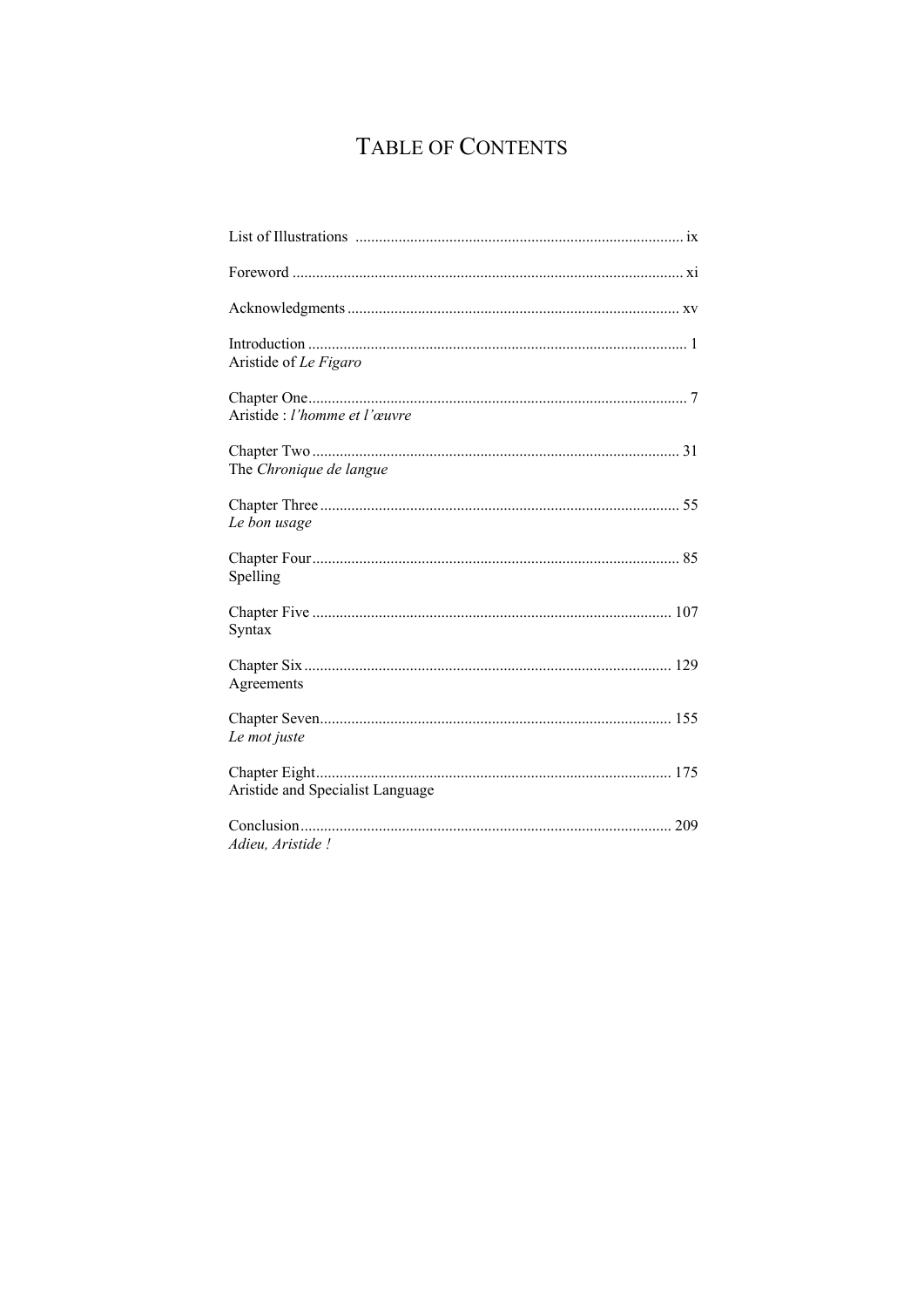# TABLE OF CONTENTS

List of Illustrations ........ ix

Foreword ........ xi

Acknowledgments ........ xv

Introduction ........ 1
Aristide of *Le Figaro*

Chapter One ........ 7
Aristide : *l'homme et l'œuvre*

Chapter Two ........ 31
The *Chronique de langue*

Chapter Three ........ 55
*Le bon usage*

Chapter Four ........ 85
Spelling

Chapter Five ........ 107
Syntax

Chapter Six ........ 129
Agreements

Chapter Seven ........ 155
*Le mot juste*

Chapter Eight ........ 175
Aristide and Specialist Language

Conclusion ........ 209
*Adieu, Aristide !*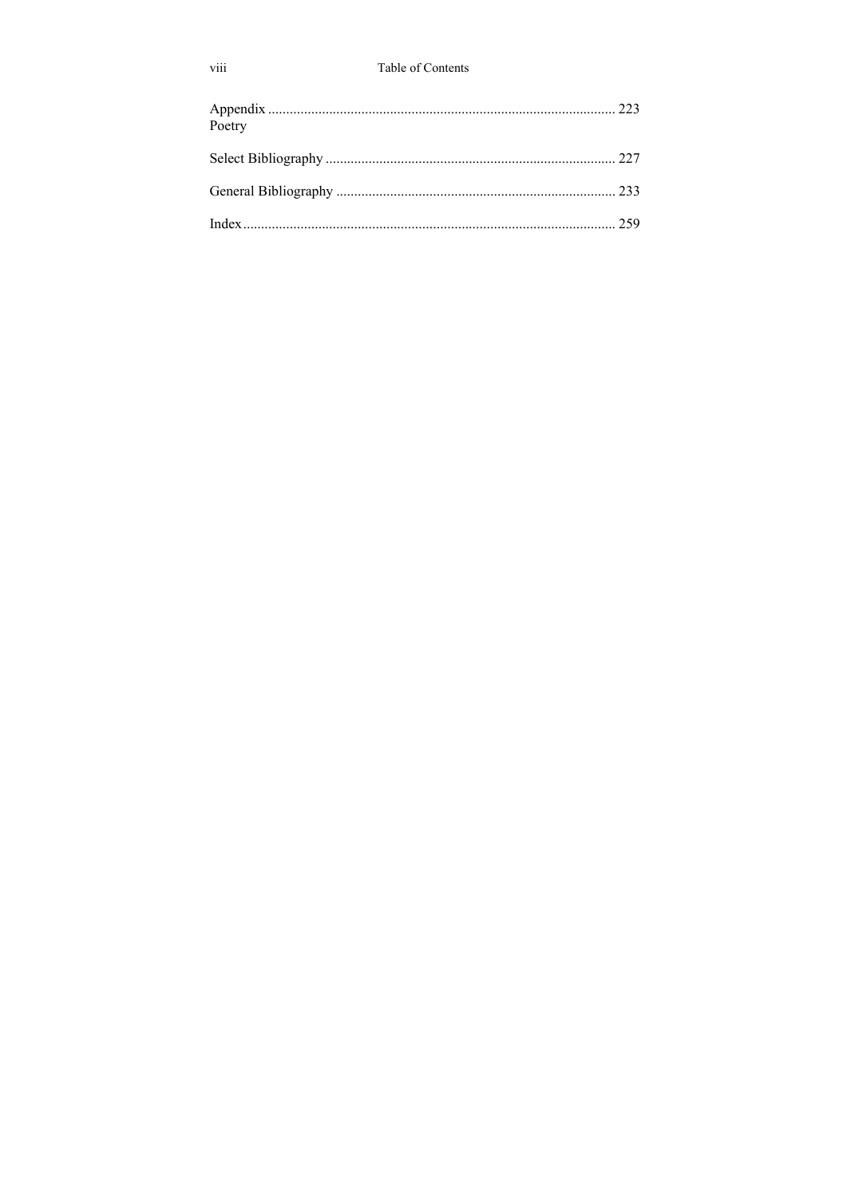Appendix ................................................................................................ 223
Poetry

Select Bibliography ................................................................................ 227

General Bibliography ............................................................................. 233

Index....................................................................................................... 259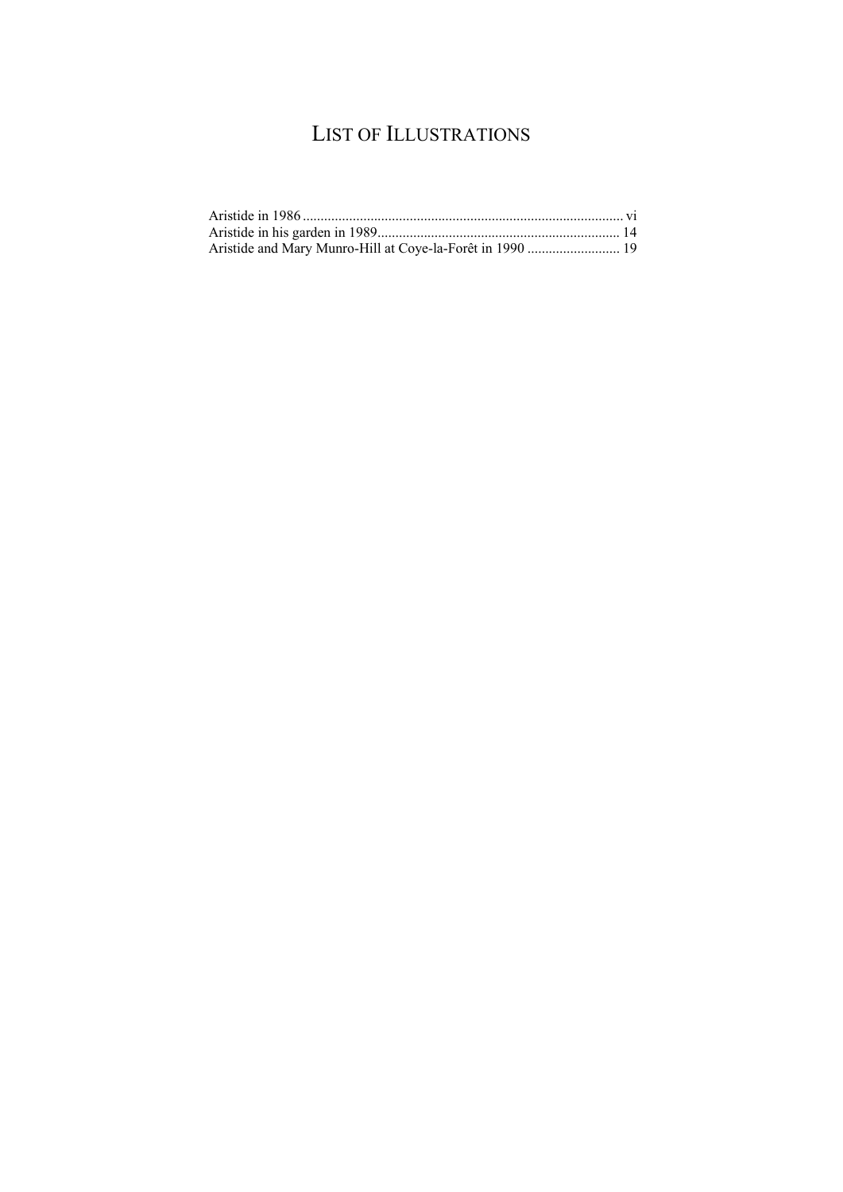# List of Illustrations

Aristide in 1986 ........................................................................................ vi
Aristide in his garden in 1989.................................................................... 14
Aristide and Mary Munro-Hill at Coye-la-Forêt in 1990 .......................... 19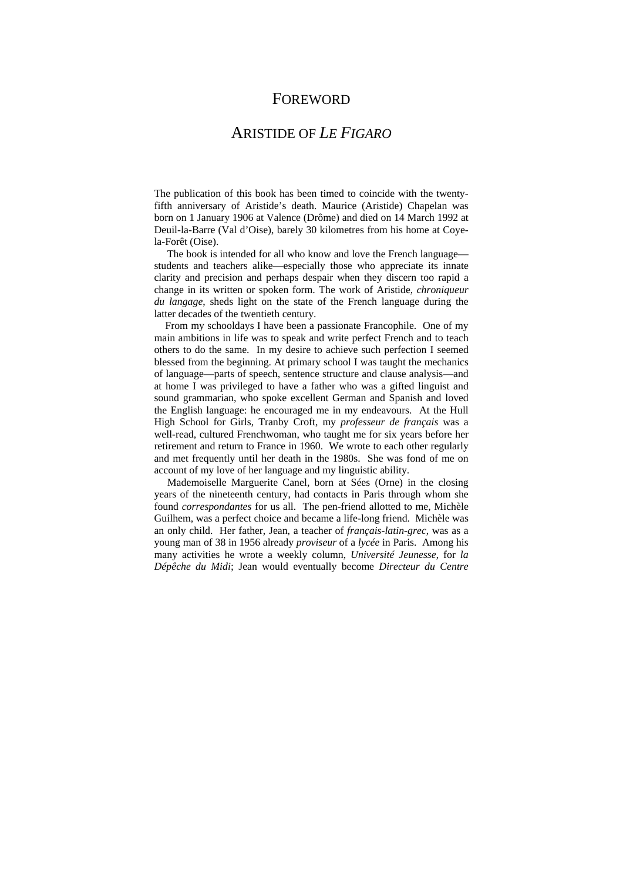# FOREWORD

## ARISTIDE OF *LE FIGARO*

The publication of this book has been timed to coincide with the twenty-fifth anniversary of Aristide's death. Maurice (Aristide) Chapelan was born on 1 January 1906 at Valence (Drôme) and died on 14 March 1992 at Deuil-la-Barre (Val d'Oise), barely 30 kilometres from his home at Coye-la-Forêt (Oise).

The book is intended for all who know and love the French language—students and teachers alike—especially those who appreciate its innate clarity and precision and perhaps despair when they discern too rapid a change in its written or spoken form. The work of Aristide, *chroniqueur du langage*, sheds light on the state of the French language during the latter decades of the twentieth century.

From my schooldays I have been a passionate Francophile. One of my main ambitions in life was to speak and write perfect French and to teach others to do the same. In my desire to achieve such perfection I seemed blessed from the beginning. At primary school I was taught the mechanics of language—parts of speech, sentence structure and clause analysis—and at home I was privileged to have a father who was a gifted linguist and sound grammarian, who spoke excellent German and Spanish and loved the English language: he encouraged me in my endeavours. At the Hull High School for Girls, Tranby Croft, my *professeur de français* was a well-read, cultured Frenchwoman, who taught me for six years before her retirement and return to France in 1960. We wrote to each other regularly and met frequently until her death in the 1980s. She was fond of me on account of my love of her language and my linguistic ability.

Mademoiselle Marguerite Canel, born at Sées (Orne) in the closing years of the nineteenth century, had contacts in Paris through whom she found *correspondantes* for us all. The pen-friend allotted to me, Michèle Guilhem, was a perfect choice and became a life-long friend. Michèle was an only child. Her father, Jean, a teacher of *français-latin-grec*, was as a young man of 38 in 1956 already *proviseur* of a *lycée* in Paris. Among his many activities he wrote a weekly column, *Université Jeunesse*, for *la Dépêche du Midi*; Jean would eventually become *Directeur du Centre*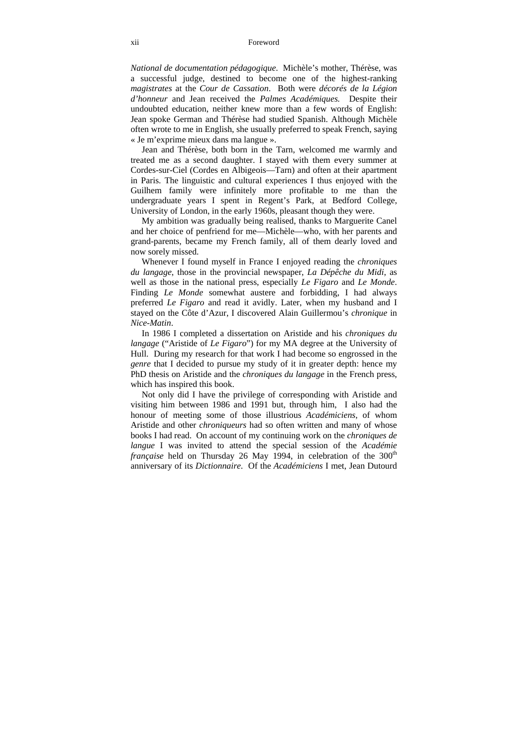*National de documentation pédagogique*. Michèle's mother, Thérèse, was a successful judge, destined to become one of the highest-ranking *magistrates* at the *Cour de Cassation*. Both were *décorés de la Légion d'honneur* and Jean received the *Palmes Académiques.* Despite their undoubted education, neither knew more than a few words of English: Jean spoke German and Thérèse had studied Spanish. Although Michèle often wrote to me in English, she usually preferred to speak French, saying « Je m'exprime mieux dans ma langue ».

Jean and Thérèse, both born in the Tarn, welcomed me warmly and treated me as a second daughter. I stayed with them every summer at Cordes-sur-Ciel (Cordes en Albigeois—Tarn) and often at their apartment in Paris. The linguistic and cultural experiences I thus enjoyed with the Guilhem family were infinitely more profitable to me than the undergraduate years I spent in Regent's Park, at Bedford College, University of London, in the early 1960s, pleasant though they were.

My ambition was gradually being realised, thanks to Marguerite Canel and her choice of penfriend for me—Michèle—who, with her parents and grand-parents, became my French family, all of them dearly loved and now sorely missed.

Whenever I found myself in France I enjoyed reading the *chroniques du langage*, those in the provincial newspaper, *La Dépêche du Midi*, as well as those in the national press, especially *Le Figaro* and *Le Monde*. Finding *Le Monde* somewhat austere and forbidding, I had always preferred *Le Figaro* and read it avidly. Later, when my husband and I stayed on the Côte d'Azur, I discovered Alain Guillermou's *chronique* in *Nice-Matin*.

In 1986 I completed a dissertation on Aristide and his *chroniques du langage* ("Aristide of *Le Figaro*") for my MA degree at the University of Hull. During my research for that work I had become so engrossed in the *genre* that I decided to pursue my study of it in greater depth: hence my PhD thesis on Aristide and the *chroniques du langage* in the French press, which has inspired this book.

Not only did I have the privilege of corresponding with Aristide and visiting him between 1986 and 1991 but, through him, I also had the honour of meeting some of those illustrious *Académiciens*, of whom Aristide and other *chroniqueurs* had so often written and many of whose books I had read. On account of my continuing work on the *chroniques de langue* I was invited to attend the special session of the *Académie française* held on Thursday 26 May 1994, in celebration of the 300th anniversary of its *Dictionnaire*. Of the *Académiciens* I met, Jean Dutourd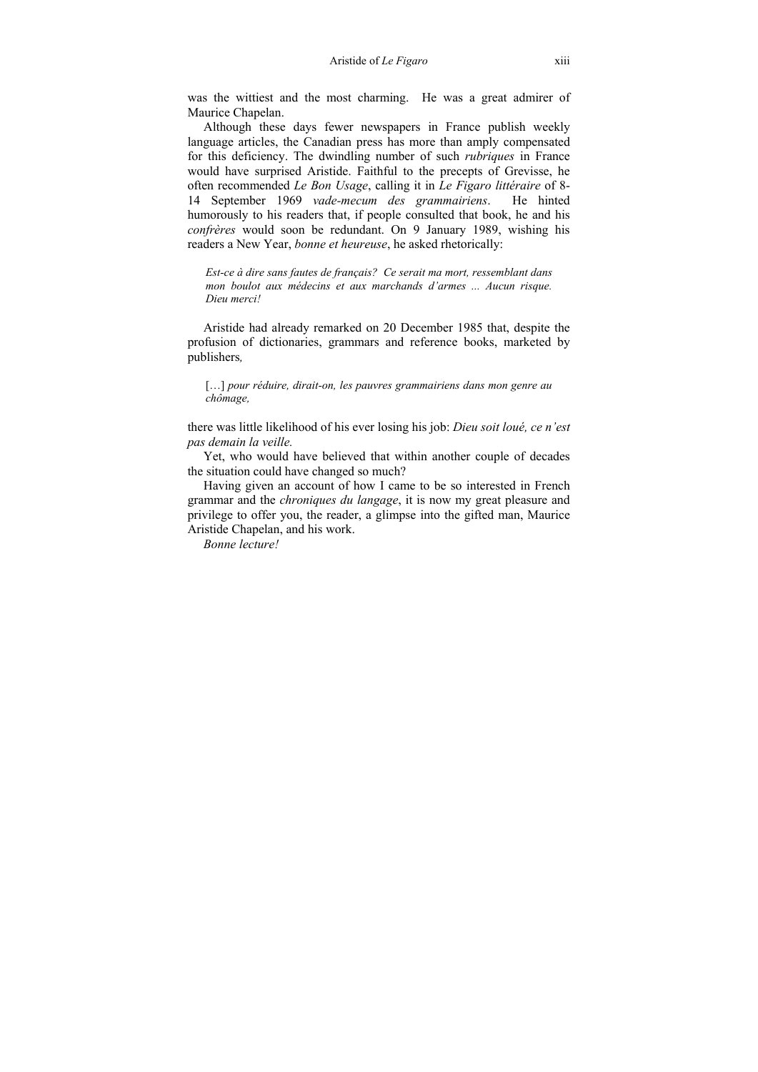was the wittiest and the most charming. He was a great admirer of Maurice Chapelan.

Although these days fewer newspapers in France publish weekly language articles, the Canadian press has more than amply compensated for this deficiency. The dwindling number of such *rubriques* in France would have surprised Aristide. Faithful to the precepts of Grevisse, he often recommended *Le Bon Usage*, calling it in *Le Figaro littéraire* of 8-14 September 1969 *vade-mecum des grammairiens*. He hinted humorously to his readers that, if people consulted that book, he and his *confrères* would soon be redundant. On 9 January 1989, wishing his readers a New Year, *bonne et heureuse*, he asked rhetorically:

> *Est-ce à dire sans fautes de français? Ce serait ma mort, ressemblant dans mon boulot aux médecins et aux marchands d'armes ... Aucun risque. Dieu merci!*

Aristide had already remarked on 20 December 1985 that, despite the profusion of dictionaries, grammars and reference books, marketed by publishers*,*

> […] *pour réduire, dirait-on, les pauvres grammairiens dans mon genre au chômage,*

there was little likelihood of his ever losing his job: *Dieu soit loué, ce n'est pas demain la veille.*

Yet, who would have believed that within another couple of decades the situation could have changed so much?

Having given an account of how I came to be so interested in French grammar and the *chroniques du langage*, it is now my great pleasure and privilege to offer you, the reader, a glimpse into the gifted man, Maurice Aristide Chapelan, and his work.

*Bonne lecture!*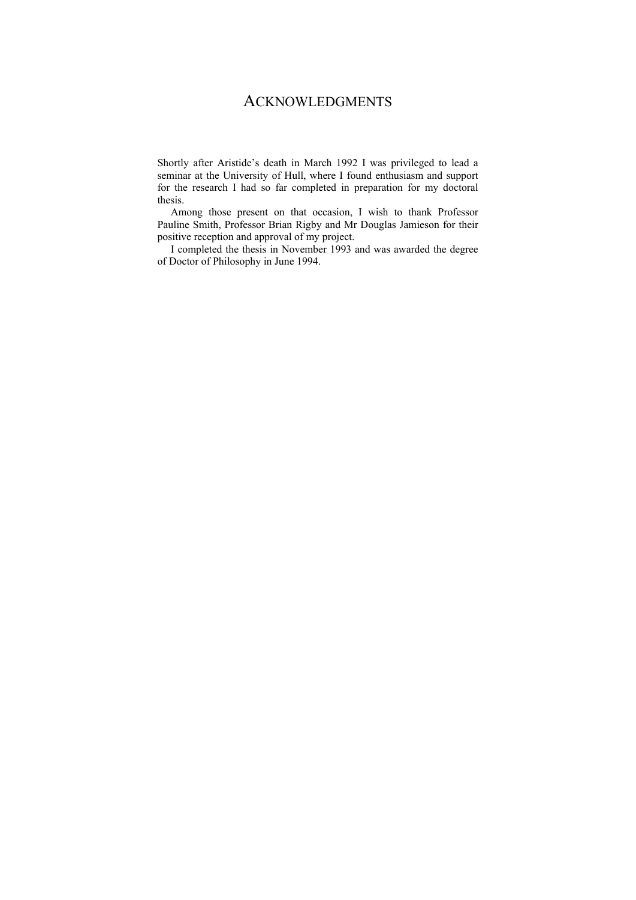# ACKNOWLEDGMENTS

Shortly after Aristide's death in March 1992 I was privileged to lead a seminar at the University of Hull, where I found enthusiasm and support for the research I had so far completed in preparation for my doctoral thesis.

Among those present on that occasion, I wish to thank Professor Pauline Smith, Professor Brian Rigby and Mr Douglas Jamieson for their positive reception and approval of my project.

I completed the thesis in November 1993 and was awarded the degree of Doctor of Philosophy in June 1994.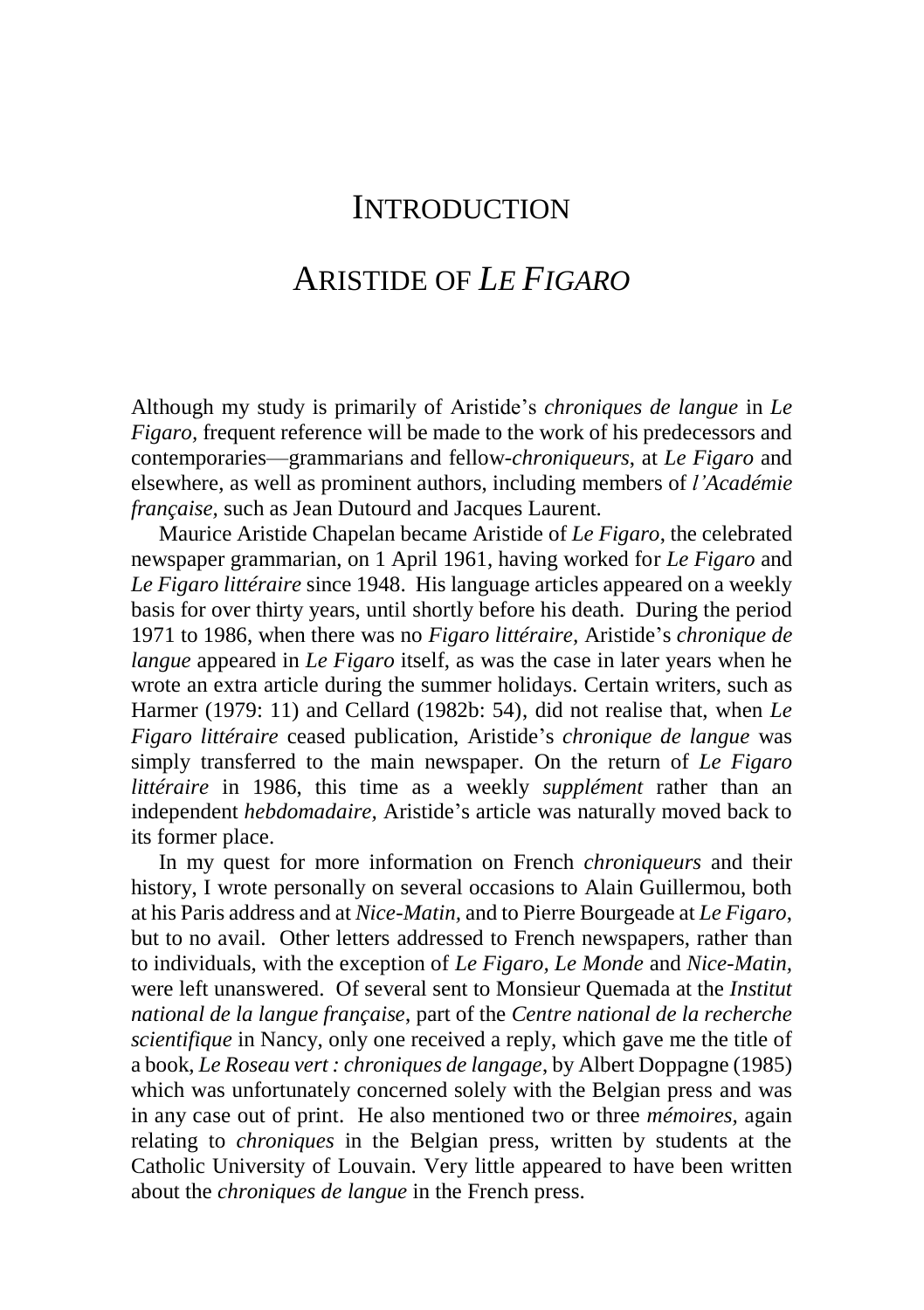# INTRODUCTION

# ARISTIDE OF *LE FIGARO*

Although my study is primarily of Aristide's *chroniques de langue* in *Le Figaro,* frequent reference will be made to the work of his predecessors and contemporaries—grammarians and fellow-*chroniqueurs*, at *Le Figaro* and elsewhere, as well as prominent authors, including members of *l'Académie française,* such as Jean Dutourd and Jacques Laurent.

Maurice Aristide Chapelan became Aristide of *Le Figaro*, the celebrated newspaper grammarian, on 1 April 1961, having worked for *Le Figaro* and *Le Figaro littéraire* since 1948. His language articles appeared on a weekly basis for over thirty years, until shortly before his death. During the period 1971 to 1986, when there was no *Figaro littéraire,* Aristide's *chronique de langue* appeared in *Le Figaro* itself, as was the case in later years when he wrote an extra article during the summer holidays. Certain writers, such as Harmer (1979: 11) and Cellard (1982b: 54), did not realise that, when *Le Figaro littéraire* ceased publication, Aristide's *chronique de langue* was simply transferred to the main newspaper. On the return of *Le Figaro littéraire* in 1986, this time as a weekly *supplément* rather than an independent *hebdomadaire,* Aristide's article was naturally moved back to its former place.

In my quest for more information on French *chroniqueurs* and their history, I wrote personally on several occasions to Alain Guillermou, both at his Paris address and at *Nice-Matin,* and to Pierre Bourgeade at *Le Figaro*, but to no avail. Other letters addressed to French newspapers, rather than to individuals, with the exception of *Le Figaro, Le Monde* and *Nice-Matin,* were left unanswered. Of several sent to Monsieur Quemada at the *Institut national de la langue française*, part of the *Centre national de la recherche scientifique* in Nancy, only one received a reply, which gave me the title of a book, *Le Roseau vert : chroniques de langage*, by Albert Doppagne (1985) which was unfortunately concerned solely with the Belgian press and was in any case out of print. He also mentioned two or three *mémoires,* again relating to *chroniques* in the Belgian press, written by students at the Catholic University of Louvain. Very little appeared to have been written about the *chroniques de langue* in the French press.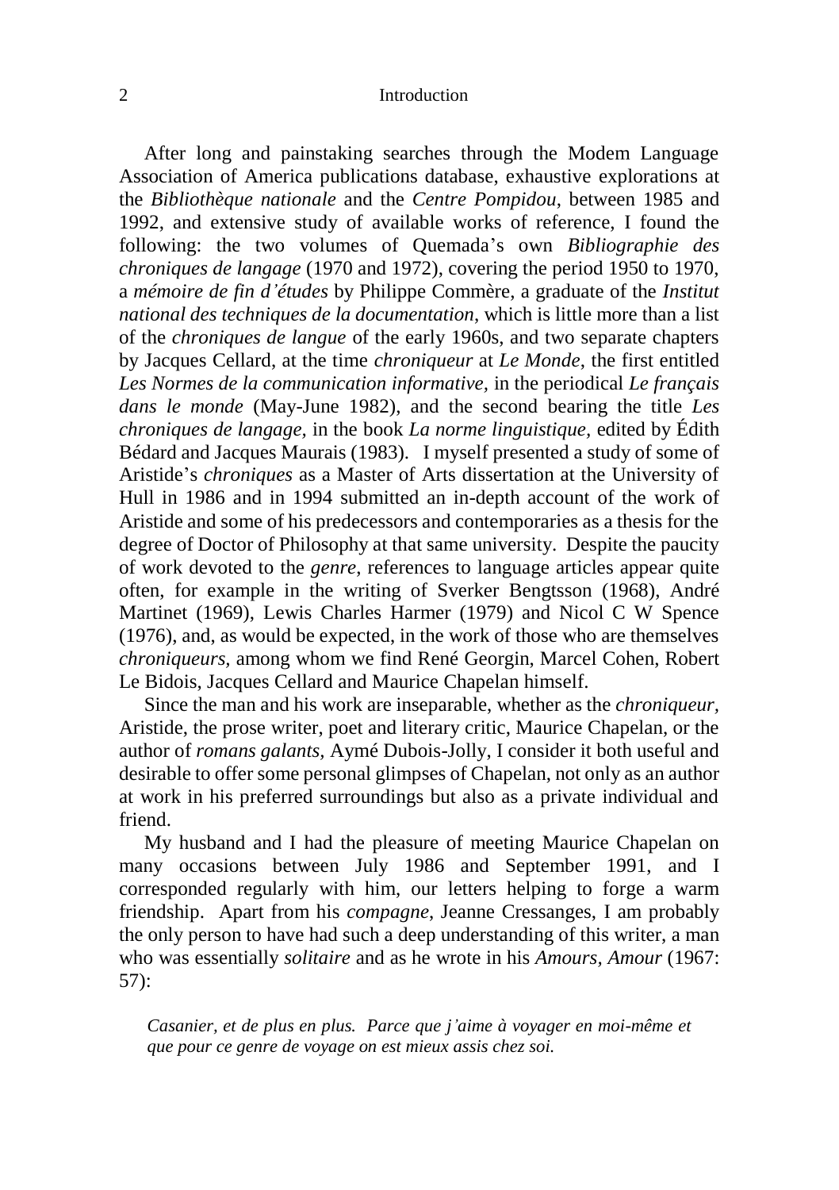After long and painstaking searches through the Modem Language Association of America publications database, exhaustive explorations at the *Bibliothèque nationale* and the *Centre Pompidou*, between 1985 and 1992, and extensive study of available works of reference, I found the following: the two volumes of Quemada's own *Bibliographie des chroniques de langage* (1970 and 1972), covering the period 1950 to 1970, a *mémoire de fin d'études* by Philippe Commère, a graduate of the *Institut national des techniques de la documentation*, which is little more than a list of the *chroniques de langue* of the early 1960s, and two separate chapters by Jacques Cellard, at the time *chroniqueur* at *Le Monde*, the first entitled *Les Normes de la communication informative*, in the periodical *Le français dans le monde* (May-June 1982), and the second bearing the title *Les chroniques de langage*, in the book *La norme linguistique*, edited by Édith Bédard and Jacques Maurais (1983). I myself presented a study of some of Aristide's *chroniques* as a Master of Arts dissertation at the University of Hull in 1986 and in 1994 submitted an in-depth account of the work of Aristide and some of his predecessors and contemporaries as a thesis for the degree of Doctor of Philosophy at that same university. Despite the paucity of work devoted to the *genre*, references to language articles appear quite often, for example in the writing of Sverker Bengtsson (1968), André Martinet (1969), Lewis Charles Harmer (1979) and Nicol C W Spence (1976), and, as would be expected, in the work of those who are themselves *chroniqueurs*, among whom we find René Georgin, Marcel Cohen, Robert Le Bidois, Jacques Cellard and Maurice Chapelan himself.

Since the man and his work are inseparable, whether as the *chroniqueur*, Aristide, the prose writer, poet and literary critic, Maurice Chapelan, or the author of *romans galants*, Aymé Dubois-Jolly, I consider it both useful and desirable to offer some personal glimpses of Chapelan, not only as an author at work in his preferred surroundings but also as a private individual and friend.

My husband and I had the pleasure of meeting Maurice Chapelan on many occasions between July 1986 and September 1991, and I corresponded regularly with him, our letters helping to forge a warm friendship. Apart from his *compagne*, Jeanne Cressanges, I am probably the only person to have had such a deep understanding of this writer, a man who was essentially *solitaire* and as he wrote in his *Amours, Amour* (1967: 57):

> *Casanier, et de plus en plus. Parce que j'aime à voyager en moi-même et que pour ce genre de voyage on est mieux assis chez soi.*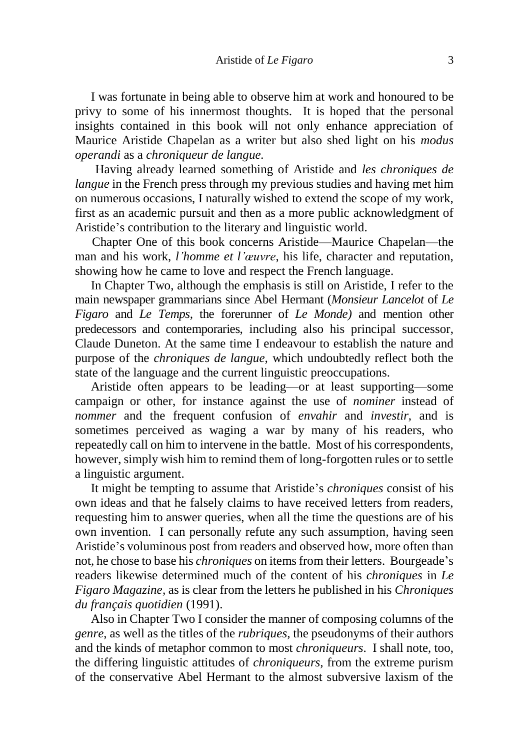I was fortunate in being able to observe him at work and honoured to be privy to some of his innermost thoughts. It is hoped that the personal insights contained in this book will not only enhance appreciation of Maurice Aristide Chapelan as a writer but also shed light on his *modus operandi* as a *chroniqueur de langue.*

Having already learned something of Aristide and *les chroniques de langue* in the French press through my previous studies and having met him on numerous occasions, I naturally wished to extend the scope of my work, first as an academic pursuit and then as a more public acknowledgment of Aristide's contribution to the literary and linguistic world.

Chapter One of this book concerns Aristide—Maurice Chapelan—the man and his work, *l'homme et l'œuvre*, his life, character and reputation, showing how he came to love and respect the French language.

In Chapter Two, although the emphasis is still on Aristide, I refer to the main newspaper grammarians since Abel Hermant (*Monsieur Lancelot* of *Le Figaro* and *Le Temps,* the forerunner of *Le Monde)* and mention other predecessors and contemporaries, including also his principal successor, Claude Duneton. At the same time I endeavour to establish the nature and purpose of the *chroniques de langue,* which undoubtedly reflect both the state of the language and the current linguistic preoccupations.

Aristide often appears to be leading—or at least supporting—some campaign or other, for instance against the use of *nominer* instead of *nommer* and the frequent confusion of *envahir* and *investir*, and is sometimes perceived as waging a war by many of his readers, who repeatedly call on him to intervene in the battle. Most of his correspondents, however, simply wish him to remind them of long-forgotten rules or to settle a linguistic argument.

It might be tempting to assume that Aristide's *chroniques* consist of his own ideas and that he falsely claims to have received letters from readers, requesting him to answer queries, when all the time the questions are of his own invention. I can personally refute any such assumption, having seen Aristide's voluminous post from readers and observed how, more often than not, he chose to base his *chroniques* on items from their letters. Bourgeade's readers likewise determined much of the content of his *chroniques* in *Le Figaro Magazine,* as is clear from the letters he published in his *Chroniques du français quotidien* (1991).

Also in Chapter Two I consider the manner of composing columns of the *genre*, as well as the titles of the *rubriques,* the pseudonyms of their authors and the kinds of metaphor common to most *chroniqueurs*. I shall note, too, the differing linguistic attitudes of *chroniqueurs,* from the extreme purism of the conservative Abel Hermant to the almost subversive laxism of the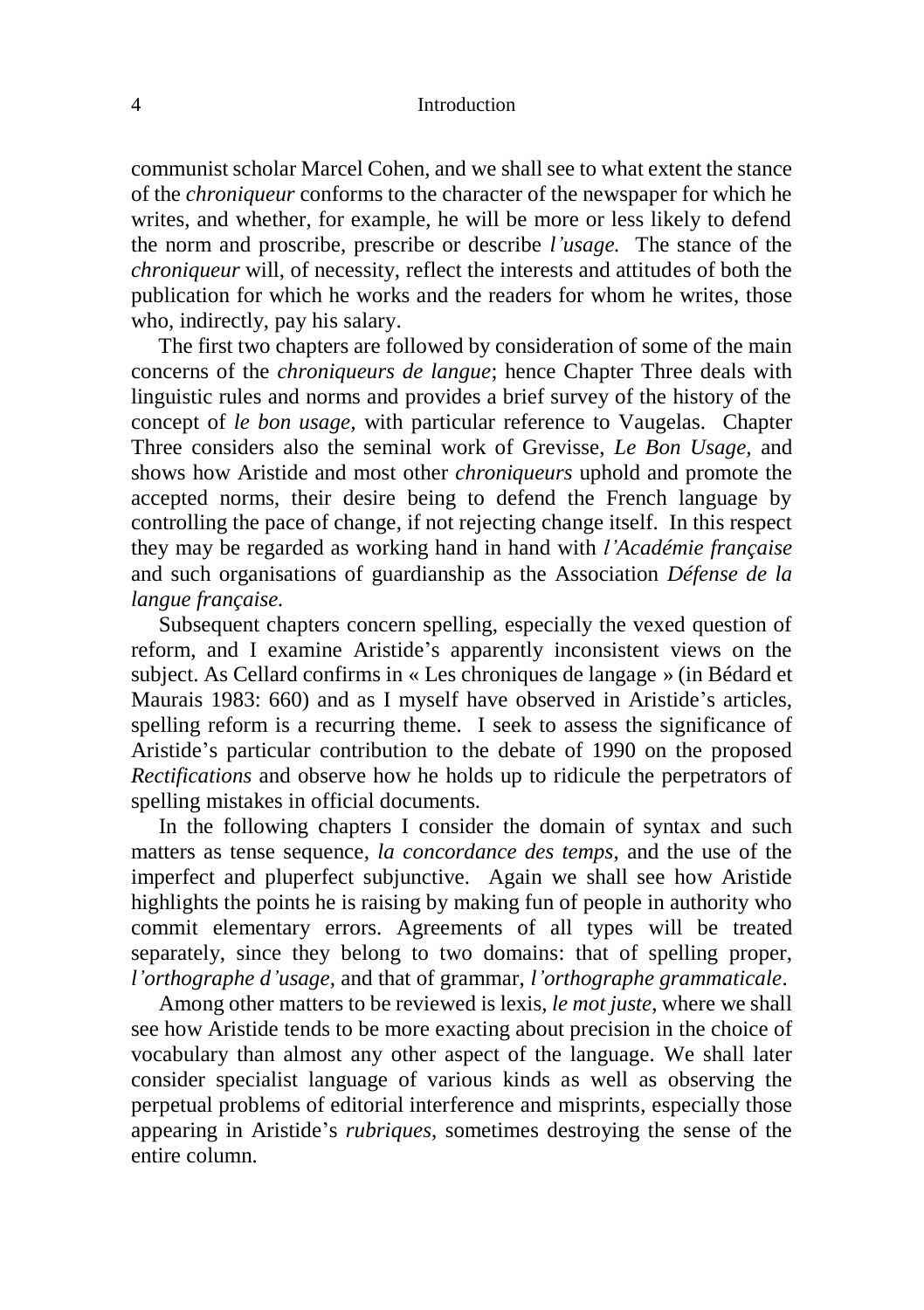communist scholar Marcel Cohen, and we shall see to what extent the stance of the *chroniqueur* conforms to the character of the newspaper for which he writes, and whether, for example, he will be more or less likely to defend the norm and proscribe, prescribe or describe *l'usage.* The stance of the *chroniqueur* will, of necessity, reflect the interests and attitudes of both the publication for which he works and the readers for whom he writes, those who, indirectly, pay his salary.

The first two chapters are followed by consideration of some of the main concerns of the *chroniqueurs de langue*; hence Chapter Three deals with linguistic rules and norms and provides a brief survey of the history of the concept of *le bon usage,* with particular reference to Vaugelas. Chapter Three considers also the seminal work of Grevisse, *Le Bon Usage,* and shows how Aristide and most other *chroniqueurs* uphold and promote the accepted norms, their desire being to defend the French language by controlling the pace of change, if not rejecting change itself. In this respect they may be regarded as working hand in hand with *l'Académie française* and such organisations of guardianship as the Association *Défense de la langue française.*

Subsequent chapters concern spelling, especially the vexed question of reform, and I examine Aristide's apparently inconsistent views on the subject. As Cellard confirms in « Les chroniques de langage » (in Bédard et Maurais 1983: 660) and as I myself have observed in Aristide's articles, spelling reform is a recurring theme. I seek to assess the significance of Aristide's particular contribution to the debate of 1990 on the proposed *Rectifications* and observe how he holds up to ridicule the perpetrators of spelling mistakes in official documents.

In the following chapters I consider the domain of syntax and such matters as tense sequence, *la concordance des temps*, and the use of the imperfect and pluperfect subjunctive. Again we shall see how Aristide highlights the points he is raising by making fun of people in authority who commit elementary errors. Agreements of all types will be treated separately, since they belong to two domains: that of spelling proper, *l'orthographe d'usage*, and that of grammar, *l'orthographe grammaticale*.

Among other matters to be reviewed is lexis, *le mot juste*, where we shall see how Aristide tends to be more exacting about precision in the choice of vocabulary than almost any other aspect of the language. We shall later consider specialist language of various kinds as well as observing the perpetual problems of editorial interference and misprints, especially those appearing in Aristide's *rubriques,* sometimes destroying the sense of the entire column.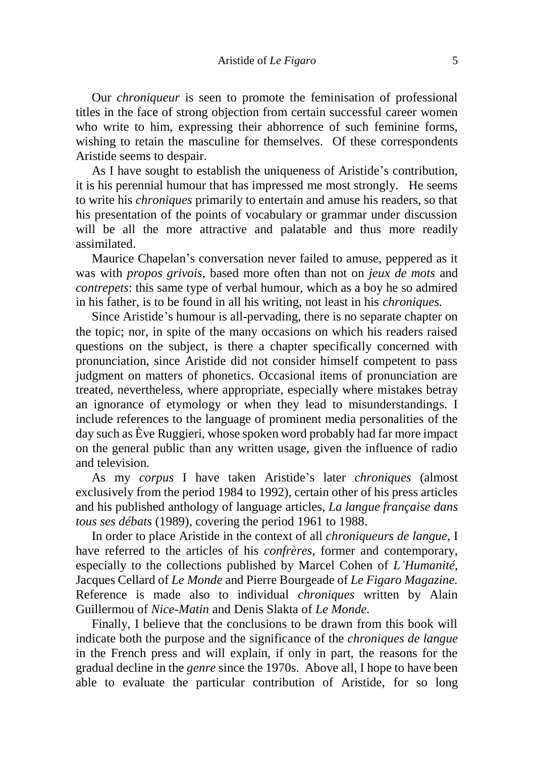Our *chroniqueur* is seen to promote the feminisation of professional titles in the face of strong objection from certain successful career women who write to him, expressing their abhorrence of such feminine forms, wishing to retain the masculine for themselves. Of these correspondents Aristide seems to despair.

As I have sought to establish the uniqueness of Aristide's contribution, it is his perennial humour that has impressed me most strongly. He seems to write his *chroniques* primarily to entertain and amuse his readers, so that his presentation of the points of vocabulary or grammar under discussion will be all the more attractive and palatable and thus more readily assimilated.

Maurice Chapelan's conversation never failed to amuse, peppered as it was with *propos grivois*, based more often than not on *jeux de mots* and *contrepets*: this same type of verbal humour, which as a boy he so admired in his father, is to be found in all his writing, not least in his *chroniques.*

Since Aristide's humour is all-pervading, there is no separate chapter on the topic; nor, in spite of the many occasions on which his readers raised questions on the subject, is there a chapter specifically concerned with pronunciation, since Aristide did not consider himself competent to pass judgment on matters of phonetics. Occasional items of pronunciation are treated, nevertheless, where appropriate, especially where mistakes betray an ignorance of etymology or when they lead to misunderstandings. I include references to the language of prominent media personalities of the day such as Ève Ruggieri, whose spoken word probably had far more impact on the general public than any written usage, given the influence of radio and television.

As my *corpus* I have taken Aristide's later *chroniques* (almost exclusively from the period 1984 to 1992), certain other of his press articles and his published anthology of language articles, *La langue française dans tous ses débats* (1989), covering the period 1961 to 1988.

In order to place Aristide in the context of all *chroniqueurs de langue,* I have referred to the articles of his *confrères,* former and contemporary, especially to the collections published by Marcel Cohen of *L'Humanité,* Jacques Cellard of *Le Monde* and Pierre Bourgeade of *Le Figaro Magazine.* Reference is made also to individual *chroniques* written by Alain Guillermou of *Nice-Matin* and Denis Slakta of *Le Monde.*

Finally, I believe that the conclusions to be drawn from this book will indicate both the purpose and the significance of the *chroniques de langue* in the French press and will explain, if only in part, the reasons for the gradual decline in the *genre* since the 1970s. Above all, I hope to have been able to evaluate the particular contribution of Aristide, for so long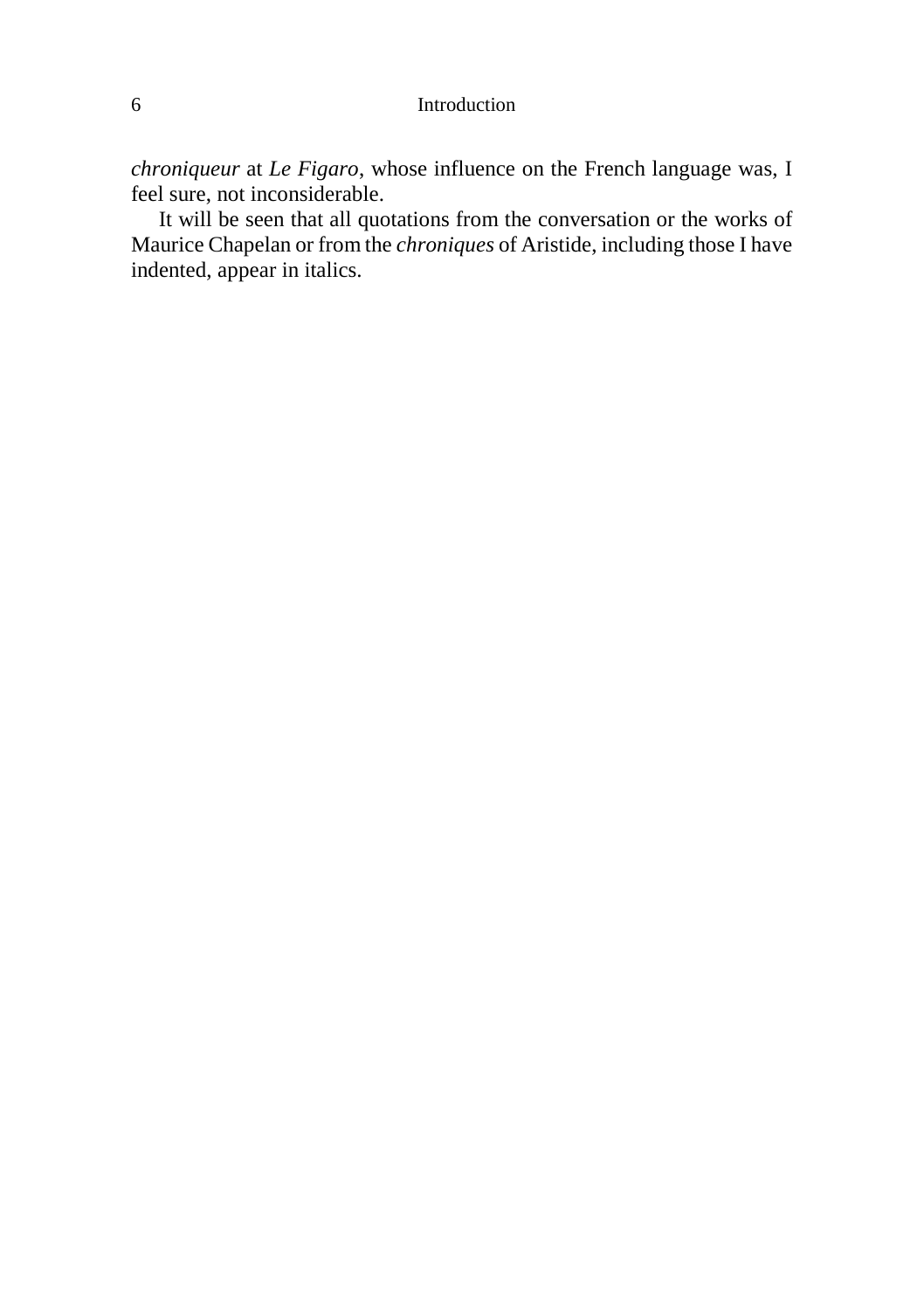*chroniqueur* at *Le Figaro*, whose influence on the French language was, I feel sure, not inconsiderable.

It will be seen that all quotations from the conversation or the works of Maurice Chapelan or from the *chroniques* of Aristide, including those I have indented, appear in italics.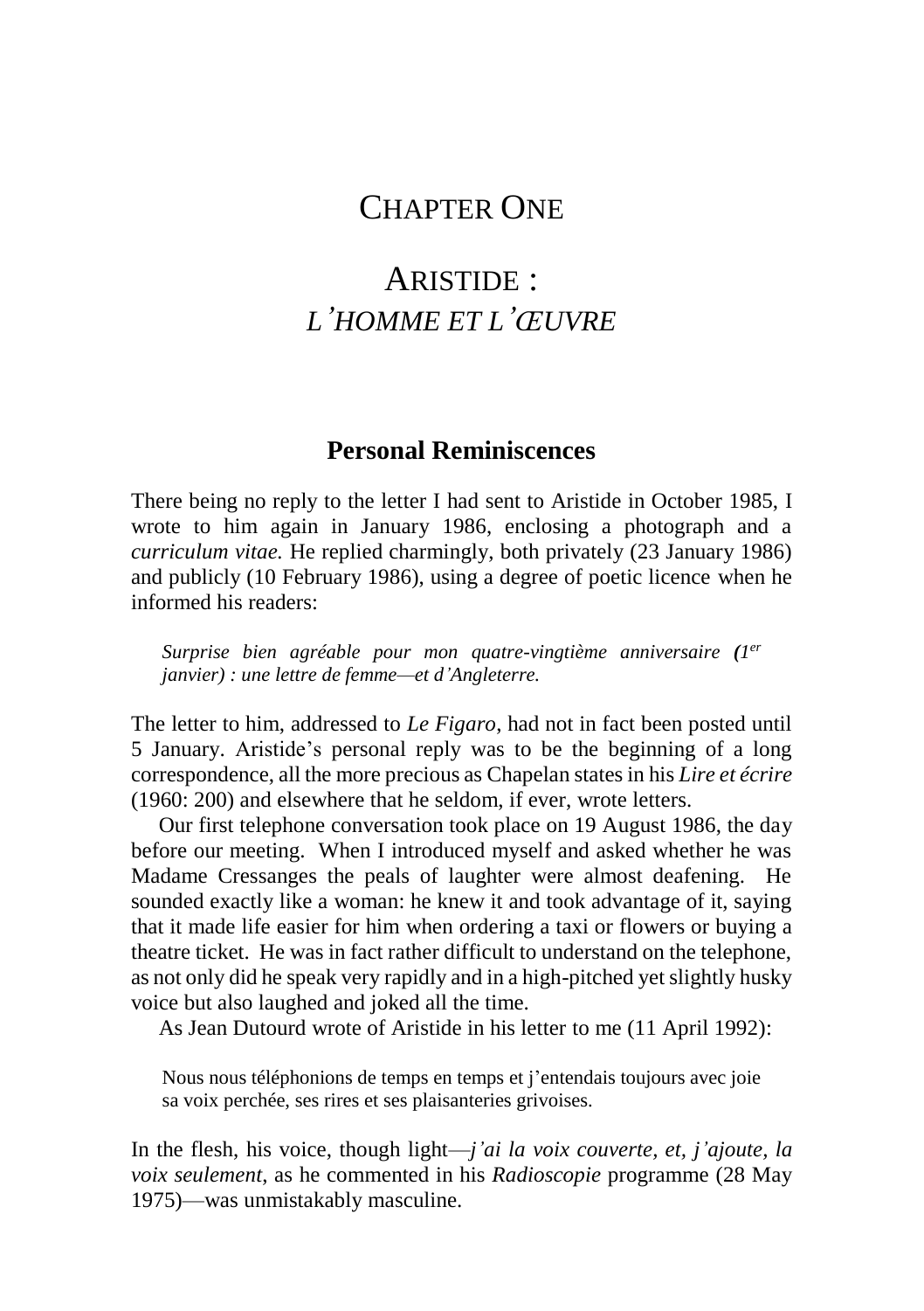# CHAPTER ONE

# ARISTIDE : *L'HOMME ET L'ŒUVRE*

## Personal Reminiscences

There being no reply to the letter I had sent to Aristide in October 1985, I wrote to him again in January 1986, enclosing a photograph and a *curriculum vitae.* He replied charmingly, both privately (23 January 1986) and publicly (10 February 1986), using a degree of poetic licence when he informed his readers:

> *Surprise bien agréable pour mon quatre-vingtième anniversaire (1er janvier) : une lettre de femme—et d'Angleterre.*

The letter to him, addressed to *Le Figaro*, had not in fact been posted until 5 January. Aristide's personal reply was to be the beginning of a long correspondence, all the more precious as Chapelan states in his *Lire et écrire* (1960: 200) and elsewhere that he seldom, if ever, wrote letters.

Our first telephone conversation took place on 19 August 1986, the day before our meeting. When I introduced myself and asked whether he was Madame Cressanges the peals of laughter were almost deafening. He sounded exactly like a woman: he knew it and took advantage of it, saying that it made life easier for him when ordering a taxi or flowers or buying a theatre ticket. He was in fact rather difficult to understand on the telephone, as not only did he speak very rapidly and in a high-pitched yet slightly husky voice but also laughed and joked all the time.

As Jean Dutourd wrote of Aristide in his letter to me (11 April 1992):

> Nous nous téléphonions de temps en temps et j'entendais toujours avec joie sa voix perchée, ses rires et ses plaisanteries grivoises.

In the flesh, his voice, though light—*j'ai la voix couverte, et, j'ajoute, la voix seulement*, as he commented in his *Radioscopie* programme (28 May 1975)—was unmistakably masculine.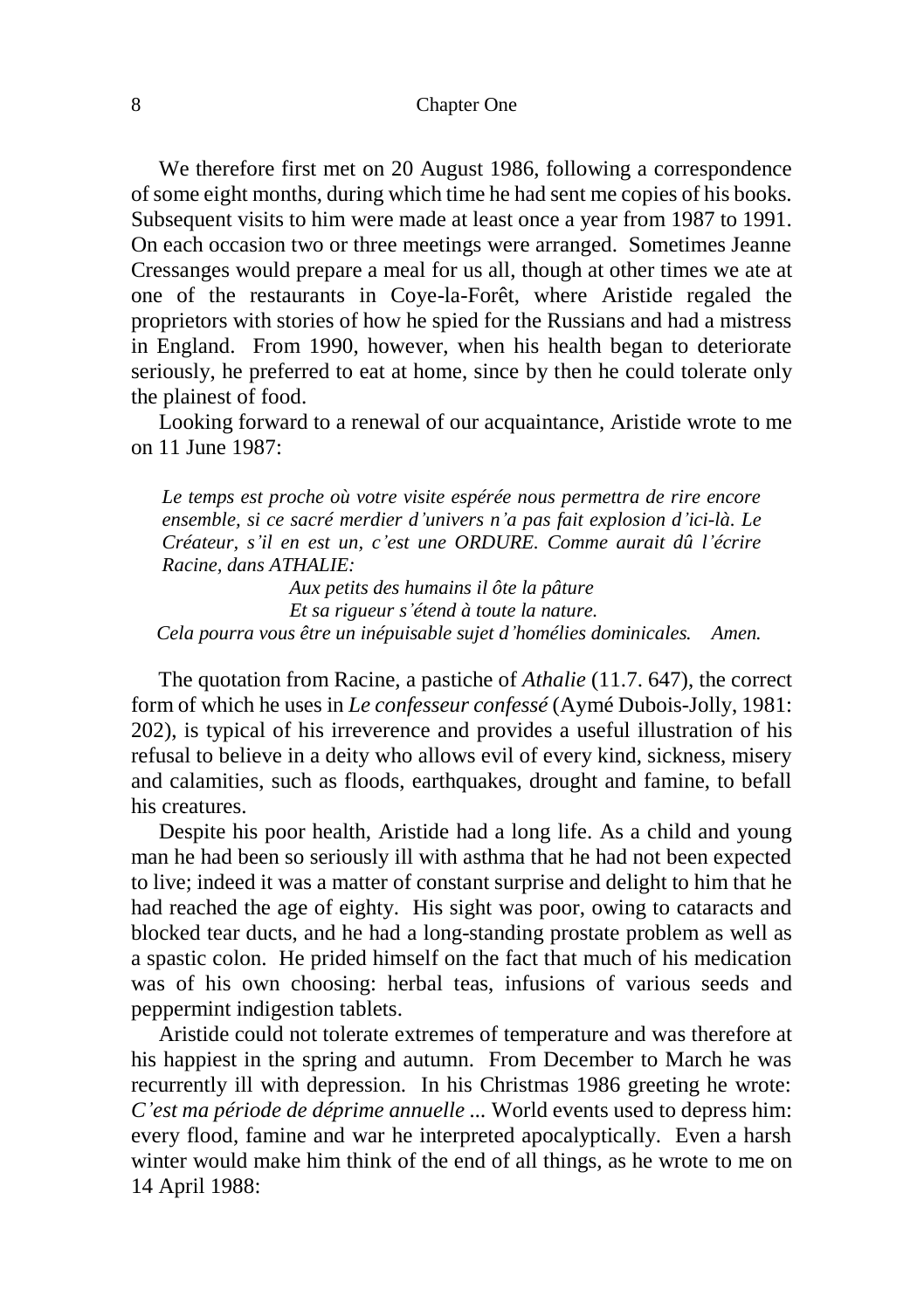We therefore first met on 20 August 1986, following a correspondence of some eight months, during which time he had sent me copies of his books. Subsequent visits to him were made at least once a year from 1987 to 1991. On each occasion two or three meetings were arranged. Sometimes Jeanne Cressanges would prepare a meal for us all, though at other times we ate at one of the restaurants in Coye-la-Forêt, where Aristide regaled the proprietors with stories of how he spied for the Russians and had a mistress in England. From 1990, however, when his health began to deteriorate seriously, he preferred to eat at home, since by then he could tolerate only the plainest of food.

Looking forward to a renewal of our acquaintance, Aristide wrote to me on 11 June 1987:

> *Le temps est proche où votre visite espérée nous permettra de rire encore ensemble, si ce sacré merdier d'univers n'a pas fait explosion d'ici-là. Le Créateur, s'il en est un, c'est une ORDURE. Comme aurait dû l'écrire Racine, dans ATHALIE:*
>
> *Aux petits des humains il ôte la pâture*
> *Et sa rigueur s'étend à toute la nature.*
>
> *Cela pourra vous être un inépuisable sujet d'homélies dominicales. Amen.*

The quotation from Racine, a pastiche of *Athalie* (11.7. 647), the correct form of which he uses in *Le confesseur confessé* (Aymé Dubois-Jolly, 1981: 202), is typical of his irreverence and provides a useful illustration of his refusal to believe in a deity who allows evil of every kind, sickness, misery and calamities, such as floods, earthquakes, drought and famine, to befall his creatures.

Despite his poor health, Aristide had a long life. As a child and young man he had been so seriously ill with asthma that he had not been expected to live; indeed it was a matter of constant surprise and delight to him that he had reached the age of eighty. His sight was poor, owing to cataracts and blocked tear ducts, and he had a long-standing prostate problem as well as a spastic colon. He prided himself on the fact that much of his medication was of his own choosing: herbal teas, infusions of various seeds and peppermint indigestion tablets.

Aristide could not tolerate extremes of temperature and was therefore at his happiest in the spring and autumn. From December to March he was recurrently ill with depression. In his Christmas 1986 greeting he wrote: *C'est ma période de déprime annuelle* ... World events used to depress him: every flood, famine and war he interpreted apocalyptically. Even a harsh winter would make him think of the end of all things, as he wrote to me on 14 April 1988: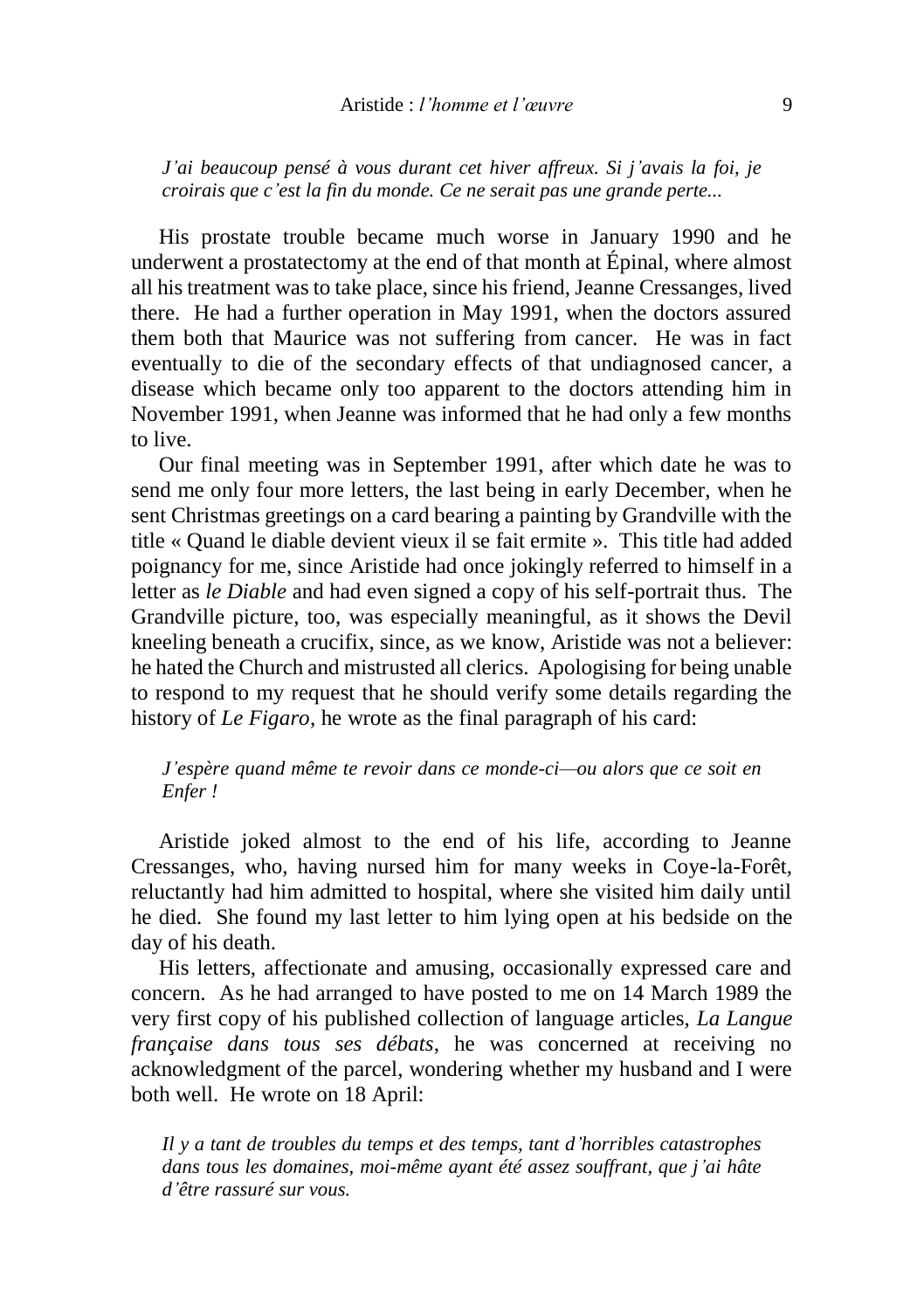*J'ai beaucoup pensé à vous durant cet hiver affreux. Si j'avais la foi, je croirais que c'est la fin du monde. Ce ne serait pas une grande perte...*

His prostate trouble became much worse in January 1990 and he underwent a prostatectomy at the end of that month at Épinal, where almost all his treatment was to take place, since his friend, Jeanne Cressanges, lived there. He had a further operation in May 1991, when the doctors assured them both that Maurice was not suffering from cancer. He was in fact eventually to die of the secondary effects of that undiagnosed cancer, a disease which became only too apparent to the doctors attending him in November 1991, when Jeanne was informed that he had only a few months to live.

Our final meeting was in September 1991, after which date he was to send me only four more letters, the last being in early December, when he sent Christmas greetings on a card bearing a painting by Grandville with the title « Quand le diable devient vieux il se fait ermite ». This title had added poignancy for me, since Aristide had once jokingly referred to himself in a letter as *le Diable* and had even signed a copy of his self-portrait thus. The Grandville picture, too, was especially meaningful, as it shows the Devil kneeling beneath a crucifix, since, as we know, Aristide was not a believer: he hated the Church and mistrusted all clerics. Apologising for being unable to respond to my request that he should verify some details regarding the history of *Le Figaro*, he wrote as the final paragraph of his card:

*J'espère quand même te revoir dans ce monde-ci—ou alors que ce soit en Enfer !*

Aristide joked almost to the end of his life, according to Jeanne Cressanges, who, having nursed him for many weeks in Coye-la-Forêt, reluctantly had him admitted to hospital, where she visited him daily until he died. She found my last letter to him lying open at his bedside on the day of his death.

His letters, affectionate and amusing, occasionally expressed care and concern. As he had arranged to have posted to me on 14 March 1989 the very first copy of his published collection of language articles, *La Langue française dans tous ses débats*, he was concerned at receiving no acknowledgment of the parcel, wondering whether my husband and I were both well. He wrote on 18 April:

*Il y a tant de troubles du temps et des temps, tant d'horribles catastrophes dans tous les domaines, moi-même ayant été assez souffrant, que j'ai hâte d'être rassuré sur vous.*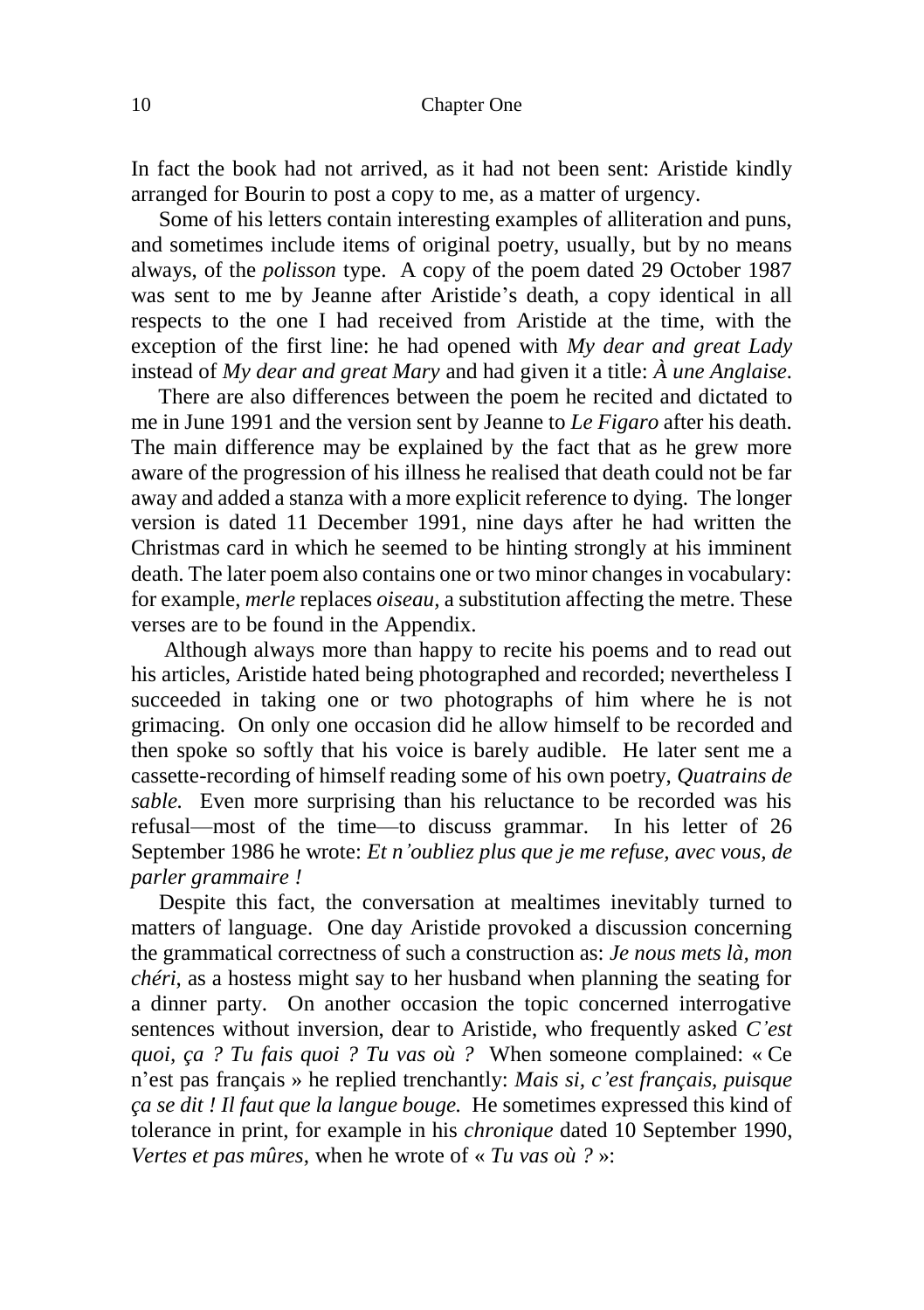In fact the book had not arrived, as it had not been sent: Aristide kindly arranged for Bourin to post a copy to me, as a matter of urgency.

Some of his letters contain interesting examples of alliteration and puns, and sometimes include items of original poetry, usually, but by no means always, of the *polisson* type. A copy of the poem dated 29 October 1987 was sent to me by Jeanne after Aristide's death, a copy identical in all respects to the one I had received from Aristide at the time, with the exception of the first line: he had opened with *My dear and great Lady* instead of *My dear and great Mary* and had given it a title: *À une Anglaise.*

There are also differences between the poem he recited and dictated to me in June 1991 and the version sent by Jeanne to *Le Figaro* after his death. The main difference may be explained by the fact that as he grew more aware of the progression of his illness he realised that death could not be far away and added a stanza with a more explicit reference to dying. The longer version is dated 11 December 1991, nine days after he had written the Christmas card in which he seemed to be hinting strongly at his imminent death. The later poem also contains one or two minor changes in vocabulary: for example, *merle* replaces *oiseau*, a substitution affecting the metre. These verses are to be found in the Appendix.

Although always more than happy to recite his poems and to read out his articles, Aristide hated being photographed and recorded; nevertheless I succeeded in taking one or two photographs of him where he is not grimacing. On only one occasion did he allow himself to be recorded and then spoke so softly that his voice is barely audible. He later sent me a cassette-recording of himself reading some of his own poetry, *Quatrains de sable.* Even more surprising than his reluctance to be recorded was his refusal—most of the time—to discuss grammar. In his letter of 26 September 1986 he wrote: *Et n'oubliez plus que je me refuse, avec vous, de parler grammaire !*

Despite this fact, the conversation at mealtimes inevitably turned to matters of language. One day Aristide provoked a discussion concerning the grammatical correctness of such a construction as: *Je nous mets là, mon chéri*, as a hostess might say to her husband when planning the seating for a dinner party. On another occasion the topic concerned interrogative sentences without inversion, dear to Aristide, who frequently asked *C'est quoi, ça ? Tu fais quoi ? Tu vas où ?* When someone complained: « Ce n'est pas français » he replied trenchantly: *Mais si, c'est français, puisque ça se dit ! Il faut que la langue bouge.* He sometimes expressed this kind of tolerance in print, for example in his *chronique* dated 10 September 1990, *Vertes et pas mûres*, when he wrote of « *Tu vas où ?* »: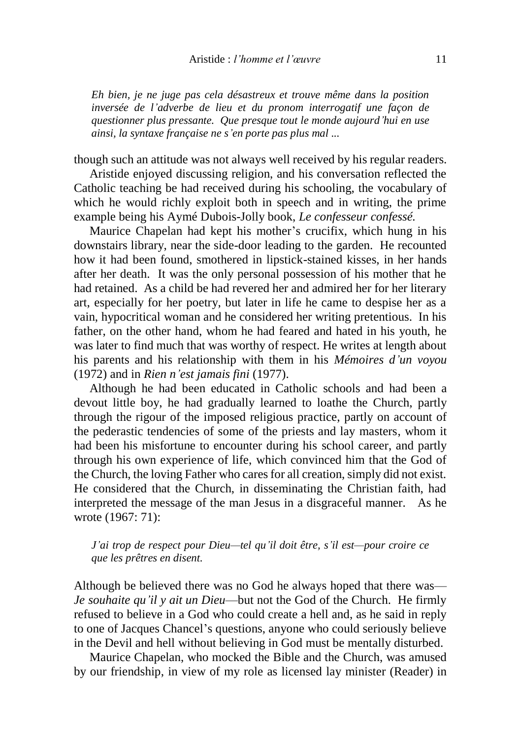*Eh bien, je ne juge pas cela désastreux et trouve même dans la position inversée de l'adverbe de lieu et du pronom interrogatif une façon de questionner plus pressante. Que presque tout le monde aujourd'hui en use ainsi, la syntaxe française ne s'en porte pas plus mal ...*

though such an attitude was not always well received by his regular readers.

Aristide enjoyed discussing religion, and his conversation reflected the Catholic teaching be had received during his schooling, the vocabulary of which he would richly exploit both in speech and in writing, the prime example being his Aymé Dubois-Jolly book, *Le confesseur confessé.*

Maurice Chapelan had kept his mother's crucifix, which hung in his downstairs library, near the side-door leading to the garden. He recounted how it had been found, smothered in lipstick-stained kisses, in her hands after her death. It was the only personal possession of his mother that he had retained. As a child be had revered her and admired her for her literary art, especially for her poetry, but later in life he came to despise her as a vain, hypocritical woman and he considered her writing pretentious. In his father, on the other hand, whom he had feared and hated in his youth, he was later to find much that was worthy of respect. He writes at length about his parents and his relationship with them in his *Mémoires d'un voyou* (1972) and in *Rien n'est jamais fini* (1977).

Although he had been educated in Catholic schools and had been a devout little boy, he had gradually learned to loathe the Church, partly through the rigour of the imposed religious practice, partly on account of the pederastic tendencies of some of the priests and lay masters, whom it had been his misfortune to encounter during his school career, and partly through his own experience of life, which convinced him that the God of the Church, the loving Father who cares for all creation, simply did not exist. He considered that the Church, in disseminating the Christian faith, had interpreted the message of the man Jesus in a disgraceful manner. As he wrote (1967: 71):

*J'ai trop de respect pour Dieu—tel qu'il doit être, s'il est—pour croire ce que les prêtres en disent.*

Although be believed there was no God he always hoped that there was—*Je souhaite qu'il y ait un Dieu*—but not the God of the Church. He firmly refused to believe in a God who could create a hell and, as he said in reply to one of Jacques Chancel's questions, anyone who could seriously believe in the Devil and hell without believing in God must be mentally disturbed.

Maurice Chapelan, who mocked the Bible and the Church, was amused by our friendship, in view of my role as licensed lay minister (Reader) in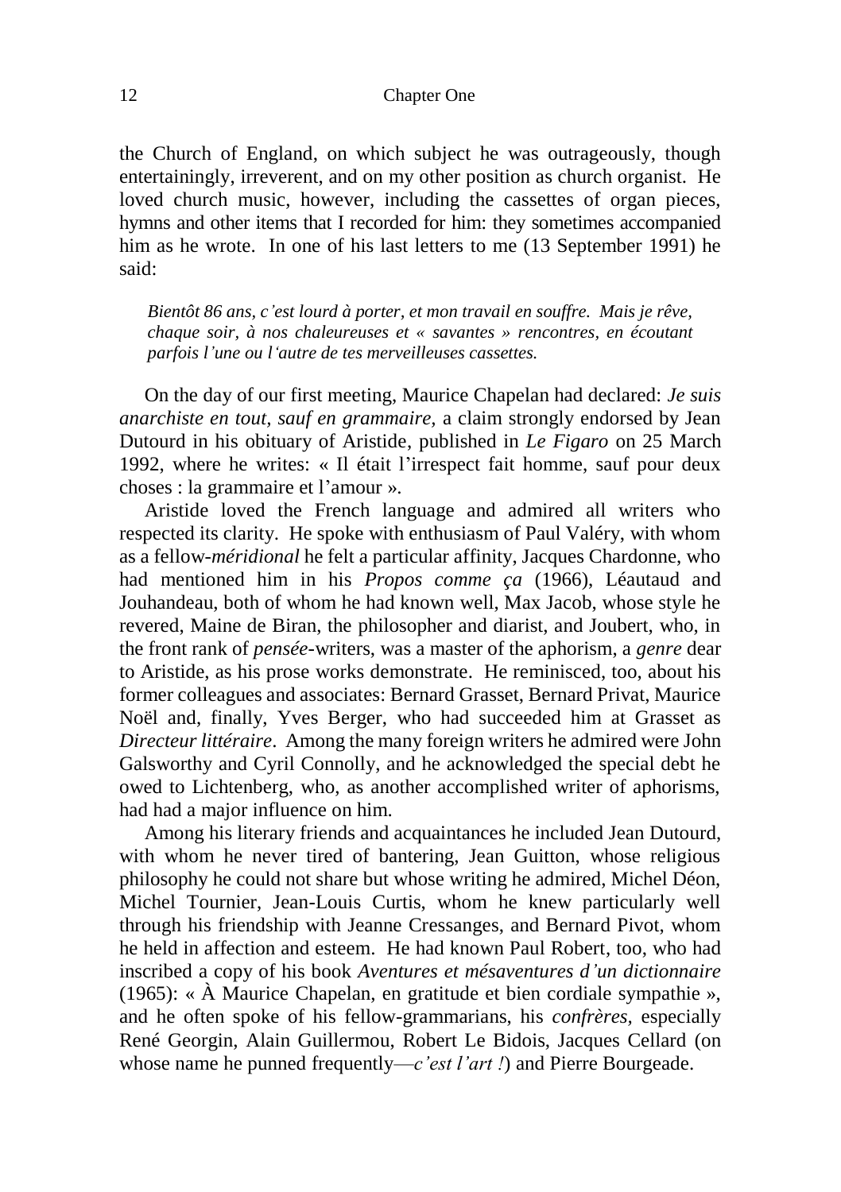the Church of England, on which subject he was outrageously, though entertainingly, irreverent, and on my other position as church organist. He loved church music, however, including the cassettes of organ pieces, hymns and other items that I recorded for him: they sometimes accompanied him as he wrote. In one of his last letters to me (13 September 1991) he said:

> *Bientôt 86 ans, c'est lourd à porter, et mon travail en souffre. Mais je rêve, chaque soir, à nos chaleureuses et « savantes » rencontres, en écoutant parfois l'une ou l'autre de tes merveilleuses cassettes.*

On the day of our first meeting, Maurice Chapelan had declared: *Je suis anarchiste en tout, sauf en grammaire,* a claim strongly endorsed by Jean Dutourd in his obituary of Aristide, published in *Le Figaro* on 25 March 1992, where he writes: « Il était l'irrespect fait homme, sauf pour deux choses : la grammaire et l'amour ».

Aristide loved the French language and admired all writers who respected its clarity. He spoke with enthusiasm of Paul Valéry, with whom as a fellow-*méridional* he felt a particular affinity, Jacques Chardonne, who had mentioned him in his *Propos comme ça* (1966), Léautaud and Jouhandeau, both of whom he had known well, Max Jacob, whose style he revered, Maine de Biran, the philosopher and diarist, and Joubert, who, in the front rank of *pensée*-writers, was a master of the aphorism, a *genre* dear to Aristide, as his prose works demonstrate. He reminisced, too, about his former colleagues and associates: Bernard Grasset, Bernard Privat, Maurice Noël and, finally, Yves Berger, who had succeeded him at Grasset as *Directeur littéraire*. Among the many foreign writers he admired were John Galsworthy and Cyril Connolly, and he acknowledged the special debt he owed to Lichtenberg, who, as another accomplished writer of aphorisms, had had a major influence on him.

Among his literary friends and acquaintances he included Jean Dutourd, with whom he never tired of bantering, Jean Guitton, whose religious philosophy he could not share but whose writing he admired, Michel Déon, Michel Tournier, Jean-Louis Curtis, whom he knew particularly well through his friendship with Jeanne Cressanges, and Bernard Pivot, whom he held in affection and esteem. He had known Paul Robert, too, who had inscribed a copy of his book *Aventures et mésaventures d'un dictionnaire* (1965): « À Maurice Chapelan, en gratitude et bien cordiale sympathie », and he often spoke of his fellow-grammarians, his *confrères*, especially René Georgin, Alain Guillermou, Robert Le Bidois, Jacques Cellard (on whose name he punned frequently—*c'est l'art !*) and Pierre Bourgeade.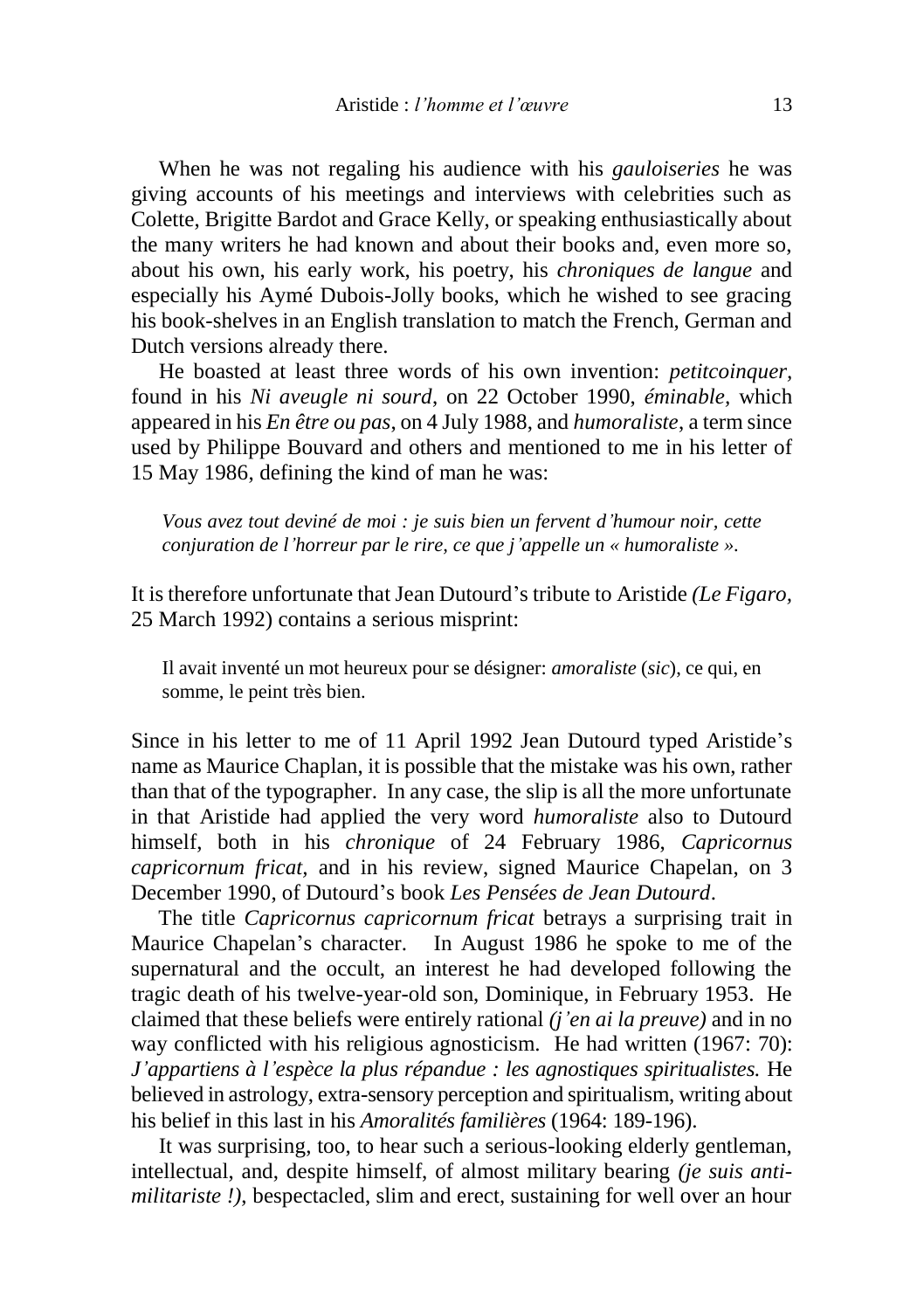When he was not regaling his audience with his *gauloiseries* he was giving accounts of his meetings and interviews with celebrities such as Colette, Brigitte Bardot and Grace Kelly, or speaking enthusiastically about the many writers he had known and about their books and, even more so, about his own, his early work, his poetry, his *chroniques de langue* and especially his Aymé Dubois-Jolly books, which he wished to see gracing his book-shelves in an English translation to match the French, German and Dutch versions already there.

He boasted at least three words of his own invention: *petitcoinquer*, found in his *Ni aveugle ni sourd*, on 22 October 1990, *éminable*, which appeared in his *En être ou pas*, on 4 July 1988, and *humoraliste*, a term since used by Philippe Bouvard and others and mentioned to me in his letter of 15 May 1986, defining the kind of man he was:

> *Vous avez tout deviné de moi : je suis bien un fervent d'humour noir, cette conjuration de l'horreur par le rire, ce que j'appelle un « humoraliste ».*

It is therefore unfortunate that Jean Dutourd's tribute to Aristide *(Le Figaro*, 25 March 1992) contains a serious misprint:

> Il avait inventé un mot heureux pour se désigner: *amoraliste* (*sic*), ce qui, en somme, le peint très bien.

Since in his letter to me of 11 April 1992 Jean Dutourd typed Aristide's name as Maurice Chaplan, it is possible that the mistake was his own, rather than that of the typographer. In any case, the slip is all the more unfortunate in that Aristide had applied the very word *humoraliste* also to Dutourd himself, both in his *chronique* of 24 February 1986, *Capricornus capricornum fricat,* and in his review, signed Maurice Chapelan, on 3 December 1990, of Dutourd's book *Les Pensées de Jean Dutourd*.

The title *Capricornus capricornum fricat* betrays a surprising trait in Maurice Chapelan's character. In August 1986 he spoke to me of the supernatural and the occult, an interest he had developed following the tragic death of his twelve-year-old son, Dominique, in February 1953. He claimed that these beliefs were entirely rational *(j'en ai la preuve)* and in no way conflicted with his religious agnosticism. He had written (1967: 70): *J'appartiens à l'espèce la plus répandue : les agnostiques spiritualistes.* He believed in astrology, extra-sensory perception and spiritualism, writing about his belief in this last in his *Amoralités familières* (1964: 189-196).

It was surprising, too, to hear such a serious-looking elderly gentleman, intellectual, and, despite himself, of almost military bearing *(je suis anti-militariste !)*, bespectacled, slim and erect, sustaining for well over an hour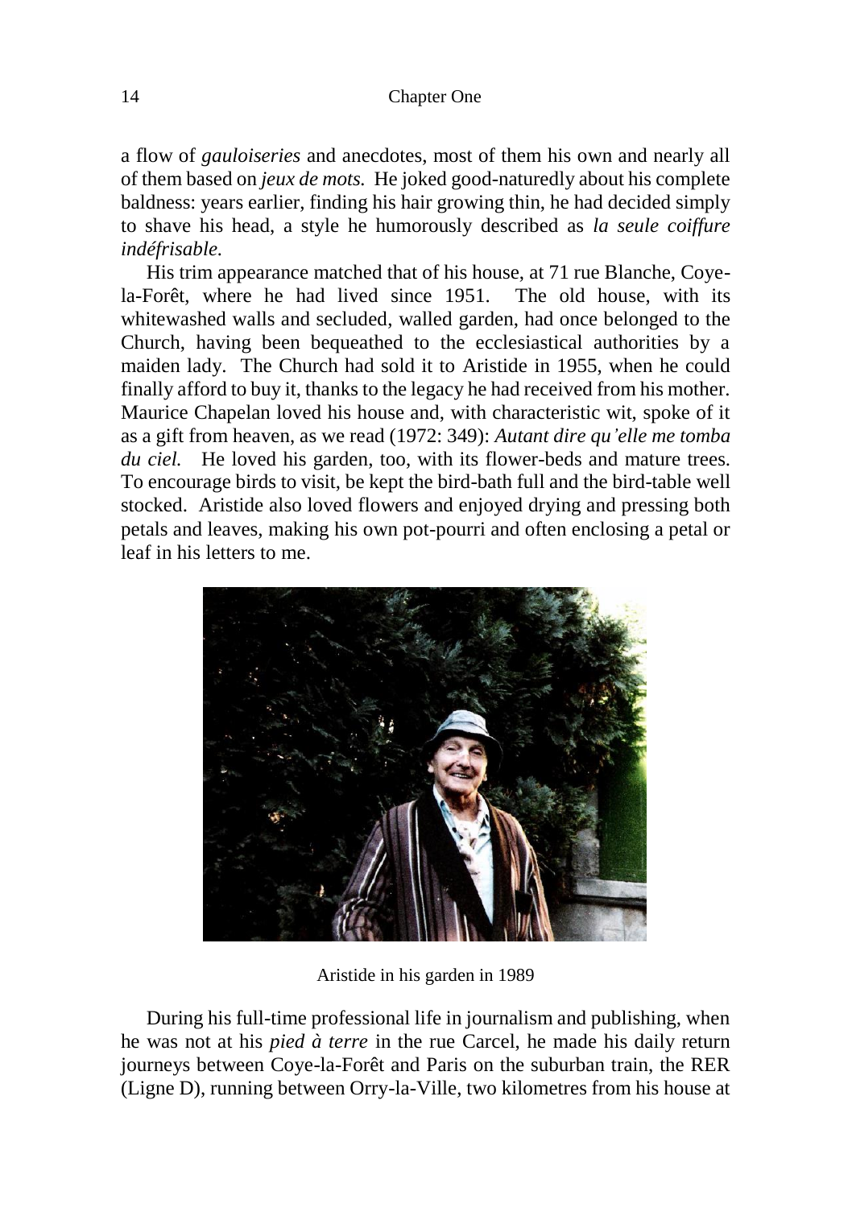a flow of *gauloiseries* and anecdotes, most of them his own and nearly all of them based on *jeux de mots.* He joked good-naturedly about his complete baldness: years earlier, finding his hair growing thin, he had decided simply to shave his head, a style he humorously described as *la seule coiffure indéfrisable.*

His trim appearance matched that of his house, at 71 rue Blanche, Coye-la-Forêt, where he had lived since 1951. The old house, with its whitewashed walls and secluded, walled garden, had once belonged to the Church, having been bequeathed to the ecclesiastical authorities by a maiden lady. The Church had sold it to Aristide in 1955, when he could finally afford to buy it, thanks to the legacy he had received from his mother. Maurice Chapelan loved his house and, with characteristic wit, spoke of it as a gift from heaven, as we read (1972: 349): *Autant dire qu'elle me tomba du ciel.* He loved his garden, too, with its flower-beds and mature trees. To encourage birds to visit, be kept the bird-bath full and the bird-table well stocked. Aristide also loved flowers and enjoyed drying and pressing both petals and leaves, making his own pot-pourri and often enclosing a petal or leaf in his letters to me.

Aristide in his garden in 1989

During his full-time professional life in journalism and publishing, when he was not at his *pied à terre* in the rue Carcel, he made his daily return journeys between Coye-la-Forêt and Paris on the suburban train, the RER (Ligne D), running between Orry-la-Ville, two kilometres from his house at